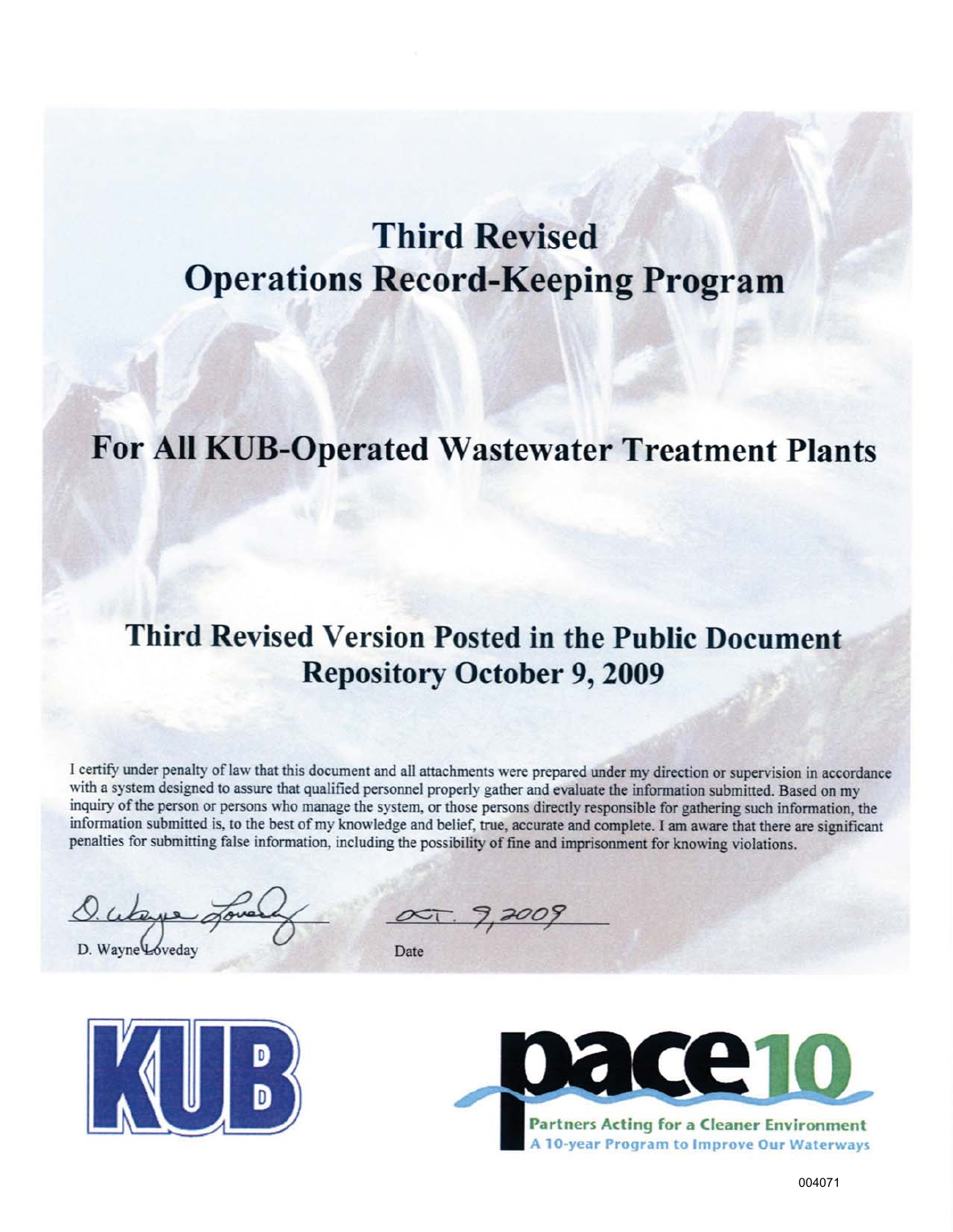# Third Revised Operations Record-Keeping Program

## For All KUB-Operated Wastewater Treatment Plants

## Third Revised Version Posted in the Public Document Repository October 9, 2009

I certify under penalty of law that this document and all attachments were prepared under my direction or supervision in accordance with a system designed to assure that qualified personnel properly gather and evaluate the information submitted. Based on my inquiry of the person or persons who manage the system, or those persons directly responsible for gathering such information, the information submitted is, to the best of my knowledge and belief, true, accurate and complete. I am aware that there are significant penalties for submitting false information, including the possibility of fine and imprisonment for knowing violations.

D. Wayne Loveday — Oct. 9, 2009

D. Wayne Loveday | Date

KUB

pace10
Partners Acting for a Cleaner Environment
A 10-year Program to Improve Our Waterways

004071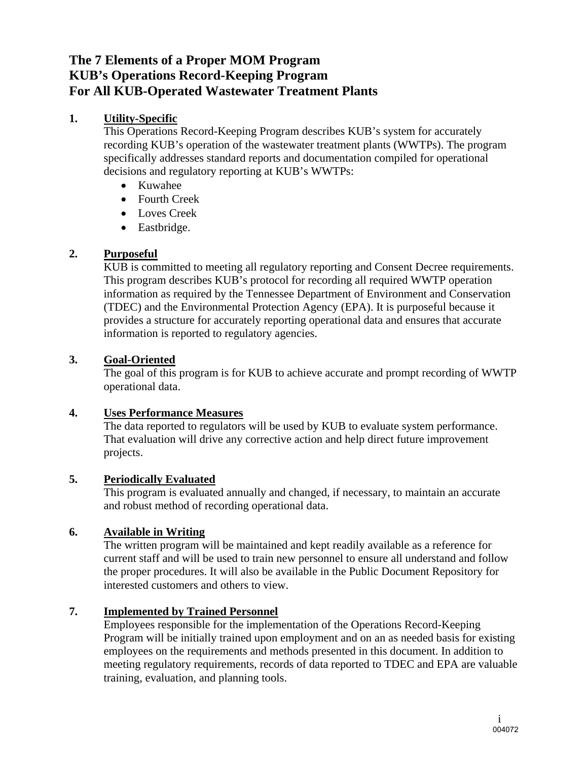# The 7 Elements of a Proper MOM Program
# KUB's Operations Record-Keeping Program
# For All KUB-Operated Wastewater Treatment Plants

## 1. Utility-Specific

This Operations Record-Keeping Program describes KUB's system for accurately recording KUB's operation of the wastewater treatment plants (WWTPs). The program specifically addresses standard reports and documentation compiled for operational decisions and regulatory reporting at KUB's WWTPs:

- Kuwahee
- Fourth Creek
- Loves Creek
- Eastbridge.

## 2. Purposeful

KUB is committed to meeting all regulatory reporting and Consent Decree requirements. This program describes KUB's protocol for recording all required WWTP operation information as required by the Tennessee Department of Environment and Conservation (TDEC) and the Environmental Protection Agency (EPA). It is purposeful because it provides a structure for accurately reporting operational data and ensures that accurate information is reported to regulatory agencies.

## 3. Goal-Oriented

The goal of this program is for KUB to achieve accurate and prompt recording of WWTP operational data.

## 4. Uses Performance Measures

The data reported to regulators will be used by KUB to evaluate system performance. That evaluation will drive any corrective action and help direct future improvement projects.

## 5. Periodically Evaluated

This program is evaluated annually and changed, if necessary, to maintain an accurate and robust method of recording operational data.

## 6. Available in Writing

The written program will be maintained and kept readily available as a reference for current staff and will be used to train new personnel to ensure all understand and follow the proper procedures. It will also be available in the Public Document Repository for interested customers and others to view.

## 7. Implemented by Trained Personnel

Employees responsible for the implementation of the Operations Record-Keeping Program will be initially trained upon employment and on an as needed basis for existing employees on the requirements and methods presented in this document. In addition to meeting regulatory requirements, records of data reported to TDEC and EPA are valuable training, evaluation, and planning tools.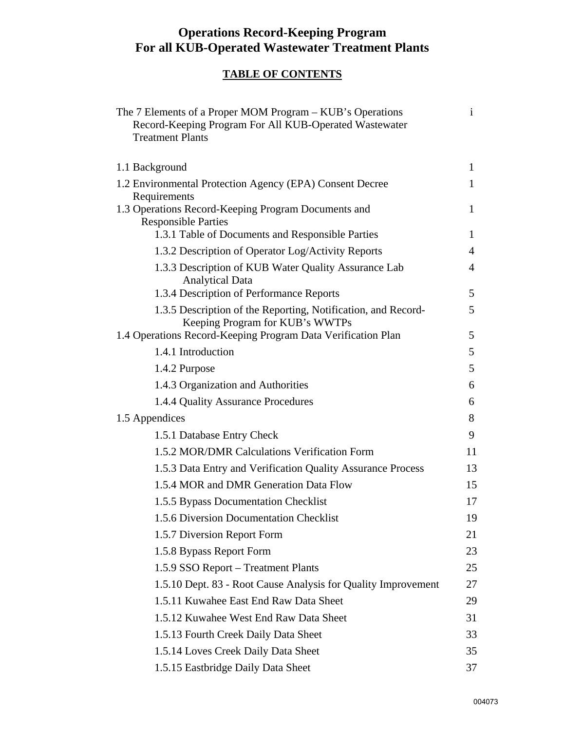# Operations Record-Keeping Program
# For all KUB-Operated Wastewater Treatment Plants

## TABLE OF CONTENTS

| | |
|---|---|
| The 7 Elements of a Proper MOM Program – KUB's Operations Record-Keeping Program For All KUB-Operated Wastewater Treatment Plants | i |
| 1.1 Background | 1 |
| 1.2 Environmental Protection Agency (EPA) Consent Decree Requirements | 1 |
| 1.3 Operations Record-Keeping Program Documents and Responsible Parties | 1 |
| 1.3.1 Table of Documents and Responsible Parties | 1 |
| 1.3.2 Description of Operator Log/Activity Reports | 4 |
| 1.3.3 Description of KUB Water Quality Assurance Lab Analytical Data | 4 |
| 1.3.4 Description of Performance Reports | 5 |
| 1.3.5 Description of the Reporting, Notification, and Record-Keeping Program for KUB's WWTPs | 5 |
| 1.4 Operations Record-Keeping Program Data Verification Plan | 5 |
| 1.4.1 Introduction | 5 |
| 1.4.2 Purpose | 5 |
| 1.4.3 Organization and Authorities | 6 |
| 1.4.4 Quality Assurance Procedures | 6 |
| 1.5 Appendices | 8 |
| 1.5.1 Database Entry Check | 9 |
| 1.5.2 MOR/DMR Calculations Verification Form | 11 |
| 1.5.3 Data Entry and Verification Quality Assurance Process | 13 |
| 1.5.4 MOR and DMR Generation Data Flow | 15 |
| 1.5.5 Bypass Documentation Checklist | 17 |
| 1.5.6 Diversion Documentation Checklist | 19 |
| 1.5.7 Diversion Report Form | 21 |
| 1.5.8 Bypass Report Form | 23 |
| 1.5.9 SSO Report – Treatment Plants | 25 |
| 1.5.10 Dept. 83 - Root Cause Analysis for Quality Improvement | 27 |
| 1.5.11 Kuwahee East End Raw Data Sheet | 29 |
| 1.5.12 Kuwahee West End Raw Data Sheet | 31 |
| 1.5.13 Fourth Creek Daily Data Sheet | 33 |
| 1.5.14 Loves Creek Daily Data Sheet | 35 |
| 1.5.15 Eastbridge Daily Data Sheet | 37 |

004073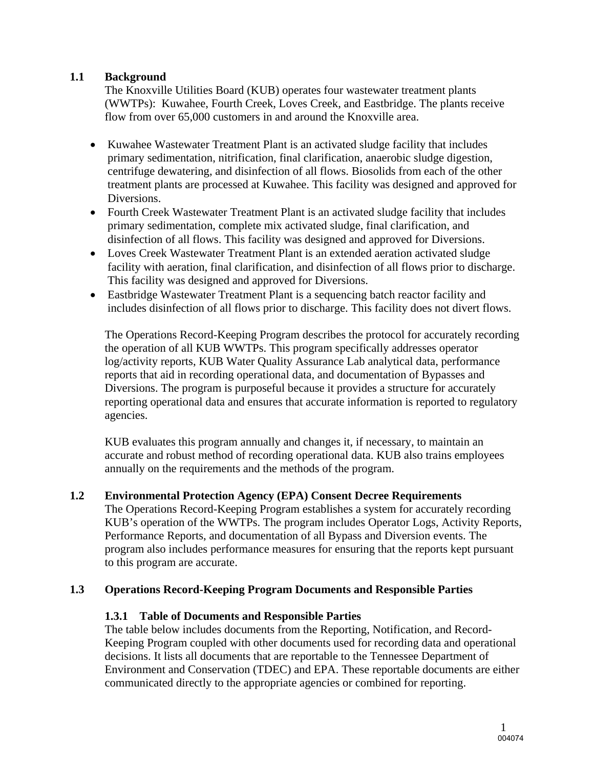## 1.1 Background

The Knoxville Utilities Board (KUB) operates four wastewater treatment plants (WWTPs): Kuwahee, Fourth Creek, Loves Creek, and Eastbridge. The plants receive flow from over 65,000 customers in and around the Knoxville area.

- Kuwahee Wastewater Treatment Plant is an activated sludge facility that includes primary sedimentation, nitrification, final clarification, anaerobic sludge digestion, centrifuge dewatering, and disinfection of all flows. Biosolids from each of the other treatment plants are processed at Kuwahee. This facility was designed and approved for Diversions.
- Fourth Creek Wastewater Treatment Plant is an activated sludge facility that includes primary sedimentation, complete mix activated sludge, final clarification, and disinfection of all flows. This facility was designed and approved for Diversions.
- Loves Creek Wastewater Treatment Plant is an extended aeration activated sludge facility with aeration, final clarification, and disinfection of all flows prior to discharge. This facility was designed and approved for Diversions.
- Eastbridge Wastewater Treatment Plant is a sequencing batch reactor facility and includes disinfection of all flows prior to discharge. This facility does not divert flows.

The Operations Record-Keeping Program describes the protocol for accurately recording the operation of all KUB WWTPs. This program specifically addresses operator log/activity reports, KUB Water Quality Assurance Lab analytical data, performance reports that aid in recording operational data, and documentation of Bypasses and Diversions. The program is purposeful because it provides a structure for accurately reporting operational data and ensures that accurate information is reported to regulatory agencies.

KUB evaluates this program annually and changes it, if necessary, to maintain an accurate and robust method of recording operational data. KUB also trains employees annually on the requirements and the methods of the program.

## 1.2 Environmental Protection Agency (EPA) Consent Decree Requirements

The Operations Record-Keeping Program establishes a system for accurately recording KUB's operation of the WWTPs. The program includes Operator Logs, Activity Reports, Performance Reports, and documentation of all Bypass and Diversion events. The program also includes performance measures for ensuring that the reports kept pursuant to this program are accurate.

## 1.3 Operations Record-Keeping Program Documents and Responsible Parties

### 1.3.1 Table of Documents and Responsible Parties

The table below includes documents from the Reporting, Notification, and Record-Keeping Program coupled with other documents used for recording data and operational decisions. It lists all documents that are reportable to the Tennessee Department of Environment and Conservation (TDEC) and EPA. These reportable documents are either communicated directly to the appropriate agencies or combined for reporting.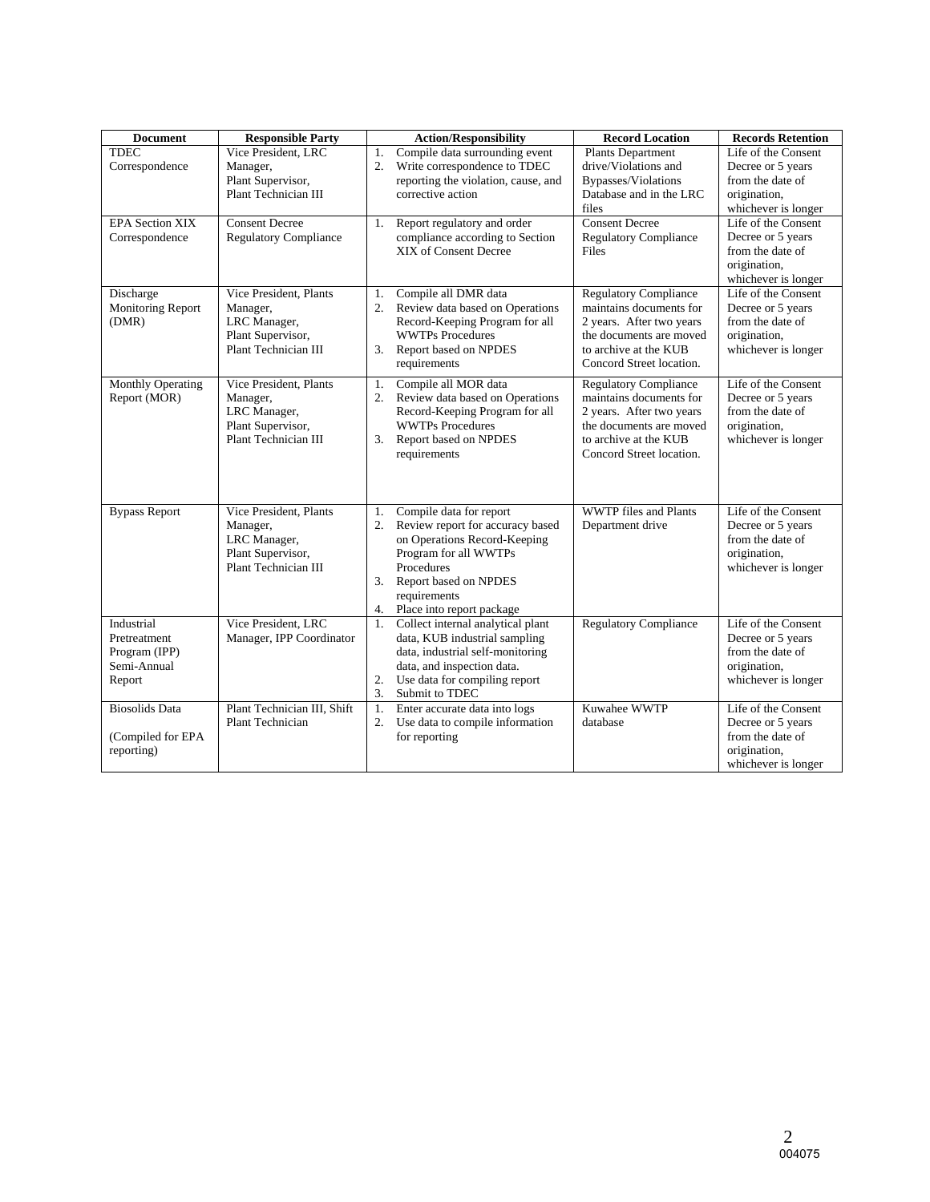| Document | Responsible Party | Action/Responsibility | Record Location | Records Retention |
|---|---|---|---|---|
| TDEC Correspondence | Vice President, LRC Manager, Plant Supervisor, Plant Technician III | 1. Compile data surrounding event<br>2. Write correspondence to TDEC reporting the violation, cause, and corrective action | Plants Department drive/Violations and Bypasses/Violations Database and in the LRC files | Life of the Consent Decree or 5 years from the date of origination, whichever is longer |
| EPA Section XIX Correspondence | Consent Decree Regulatory Compliance | 1. Report regulatory and order compliance according to Section XIX of Consent Decree | Consent Decree Regulatory Compliance Files | Life of the Consent Decree or 5 years from the date of origination, whichever is longer |
| Discharge Monitoring Report (DMR) | Vice President, Plants Manager, LRC Manager, Plant Supervisor, Plant Technician III | 1. Compile all DMR data<br>2. Review data based on Operations Record-Keeping Program for all WWTPs Procedures<br>3. Report based on NPDES requirements | Regulatory Compliance maintains documents for 2 years. After two years the documents are moved to archive at the KUB Concord Street location. | Life of the Consent Decree or 5 years from the date of origination, whichever is longer |
| Monthly Operating Report (MOR) | Vice President, Plants Manager, LRC Manager, Plant Supervisor, Plant Technician III | 1. Compile all MOR data<br>2. Review data based on Operations Record-Keeping Program for all WWTPs Procedures<br>3. Report based on NPDES requirements | Regulatory Compliance maintains documents for 2 years. After two years the documents are moved to archive at the KUB Concord Street location. | Life of the Consent Decree or 5 years from the date of origination, whichever is longer |
| Bypass Report | Vice President, Plants Manager, LRC Manager, Plant Supervisor, Plant Technician III | 1. Compile data for report<br>2. Review report for accuracy based on Operations Record-Keeping Program for all WWTPs Procedures<br>3. Report based on NPDES requirements<br>4. Place into report package | WWTP files and Plants Department drive | Life of the Consent Decree or 5 years from the date of origination, whichever is longer |
| Industrial Pretreatment Program (IPP) Semi-Annual Report | Vice President, LRC Manager, IPP Coordinator | 1. Collect internal analytical plant data, KUB industrial sampling data, industrial self-monitoring data, and inspection data.<br>2. Use data for compiling report<br>3. Submit to TDEC | Regulatory Compliance | Life of the Consent Decree or 5 years from the date of origination, whichever is longer |
| Biosolids Data<br><br>(Compiled for EPA reporting) | Plant Technician III, Shift Plant Technician | 1. Enter accurate data into logs<br>2. Use data to compile information for reporting | Kuwahee WWTP database | Life of the Consent Decree or 5 years from the date of origination, whichever is longer |

004075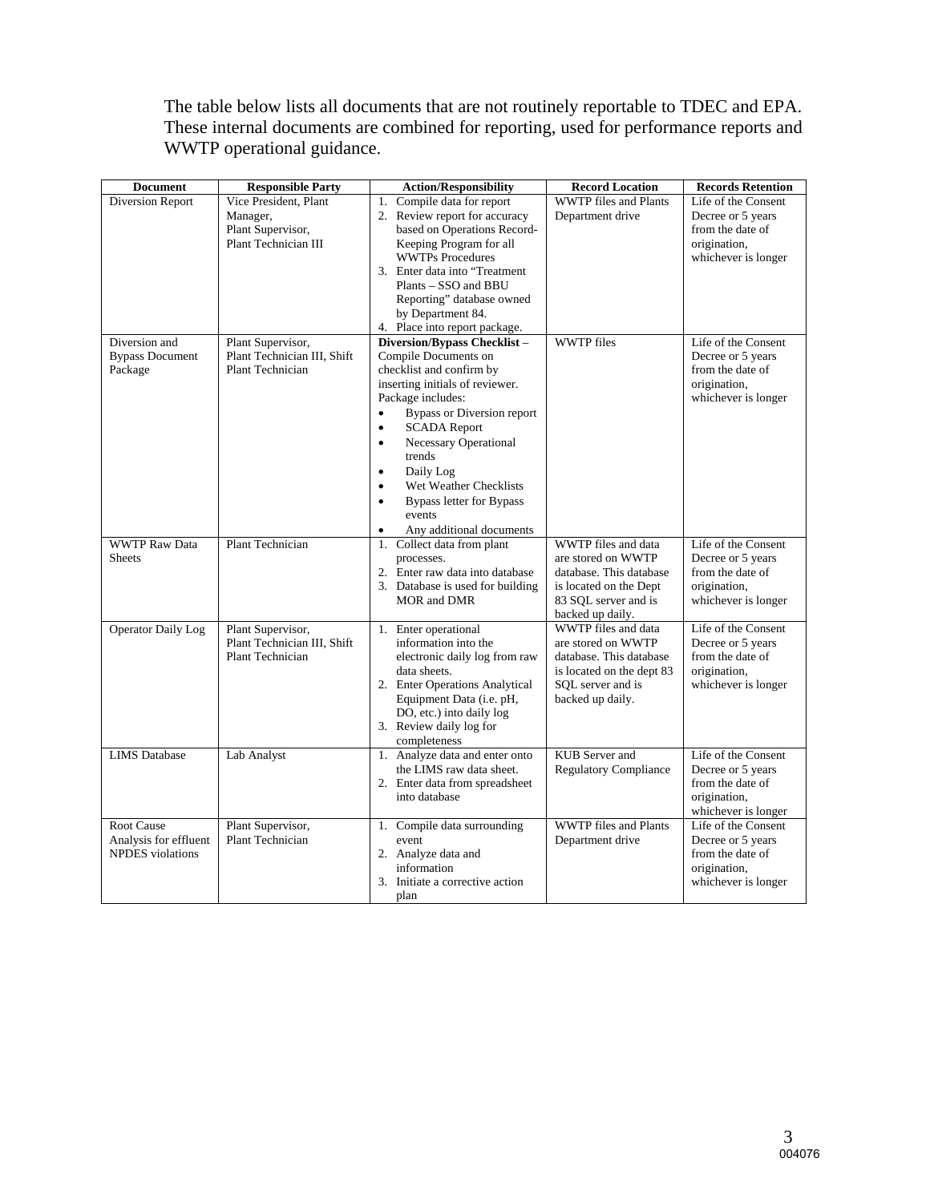The table below lists all documents that are not routinely reportable to TDEC and EPA. These internal documents are combined for reporting, used for performance reports and WWTP operational guidance.

| Document | Responsible Party | Action/Responsibility | Record Location | Records Retention |
|---|---|---|---|---|
| Diversion Report | Vice President, Plant Manager, Plant Supervisor, Plant Technician III | 1. Compile data for report<br>2. Review report for accuracy based on Operations Record-Keeping Program for all WWTPs Procedures<br>3. Enter data into "Treatment Plants – SSO and BBU Reporting" database owned by Department 84.<br>4. Place into report package. | WWTP files and Plants Department drive | Life of the Consent Decree or 5 years from the date of origination, whichever is longer |
| Diversion and Bypass Document Package | Plant Supervisor, Plant Technician III, Shift Plant Technician | **Diversion/Bypass Checklist** – Compile Documents on checklist and confirm by inserting initials of reviewer. Package includes:<br>• Bypass or Diversion report<br>• SCADA Report<br>• Necessary Operational trends<br>• Daily Log<br>• Wet Weather Checklists<br>• Bypass letter for Bypass events<br>• Any additional documents | WWTP files | Life of the Consent Decree or 5 years from the date of origination, whichever is longer |
| WWTP Raw Data Sheets | Plant Technician | 1. Collect data from plant processes.<br>2. Enter raw data into database<br>3. Database is used for building MOR and DMR | WWTP files and data are stored on WWTP database. This database is located on the Dept 83 SQL server and is backed up daily. | Life of the Consent Decree or 5 years from the date of origination, whichever is longer |
| Operator Daily Log | Plant Supervisor, Plant Technician III, Shift Plant Technician | 1. Enter operational information into the electronic daily log from raw data sheets.<br>2. Enter Operations Analytical Equipment Data (i.e. pH, DO, etc.) into daily log<br>3. Review daily log for completeness | WWTP files and data are stored on WWTP database. This database is located on the dept 83 SQL server and is backed up daily. | Life of the Consent Decree or 5 years from the date of origination, whichever is longer |
| LIMS Database | Lab Analyst | 1. Analyze data and enter onto the LIMS raw data sheet.<br>2. Enter data from spreadsheet into database | KUB Server and Regulatory Compliance | Life of the Consent Decree or 5 years from the date of origination, whichever is longer |
| Root Cause Analysis for effluent NPDES violations | Plant Supervisor, Plant Technician | 1. Compile data surrounding event<br>2. Analyze data and information<br>3. Initiate a corrective action plan | WWTP files and Plants Department drive | Life of the Consent Decree or 5 years from the date of origination, whichever is longer |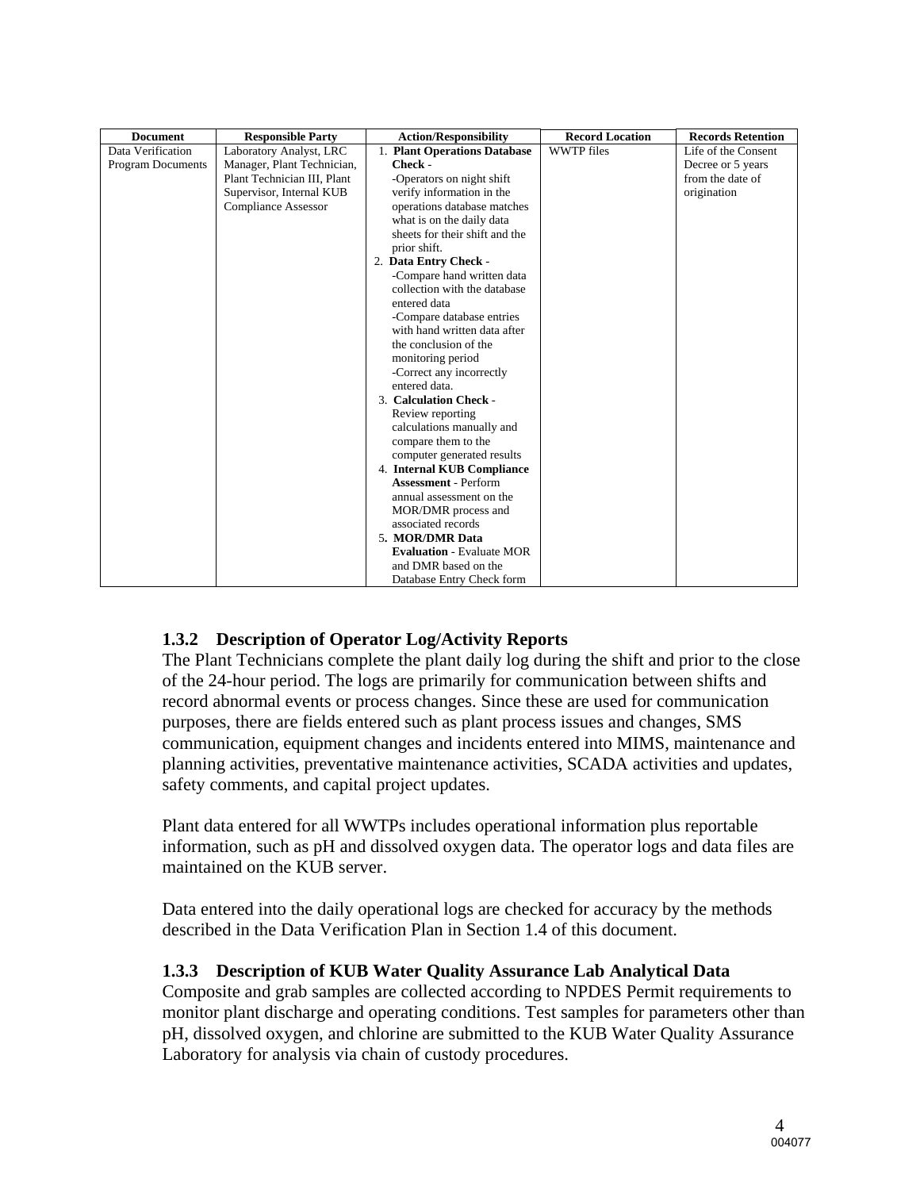| Document | Responsible Party | Action/Responsibility | Record Location | Records Retention |
|---|---|---|---|---|
| Data Verification Program Documents | Laboratory Analyst, LRC Manager, Plant Technician, Plant Technician III, Plant Supervisor, Internal KUB Compliance Assessor | 1. **Plant Operations Database Check** - -Operators on night shift verify information in the operations database matches what is on the daily data sheets for their shift and the prior shift. 2. **Data Entry Check** - -Compare hand written data collection with the database entered data -Compare database entries with hand written data after the conclusion of the monitoring period -Correct any incorrectly entered data. 3. **Calculation Check** - Review reporting calculations manually and compare them to the computer generated results 4. **Internal KUB Compliance Assessment** - Perform annual assessment on the MOR/DMR process and associated records 5. **MOR/DMR Data Evaluation** - Evaluate MOR and DMR based on the Database Entry Check form | WWTP files | Life of the Consent Decree or 5 years from the date of origination |

### 1.3.2 Description of Operator Log/Activity Reports

The Plant Technicians complete the plant daily log during the shift and prior to the close of the 24-hour period. The logs are primarily for communication between shifts and record abnormal events or process changes. Since these are used for communication purposes, there are fields entered such as plant process issues and changes, SMS communication, equipment changes and incidents entered into MIMS, maintenance and planning activities, preventative maintenance activities, SCADA activities and updates, safety comments, and capital project updates.

Plant data entered for all WWTPs includes operational information plus reportable information, such as pH and dissolved oxygen data. The operator logs and data files are maintained on the KUB server.

Data entered into the daily operational logs are checked for accuracy by the methods described in the Data Verification Plan in Section 1.4 of this document.

### 1.3.3 Description of KUB Water Quality Assurance Lab Analytical Data

Composite and grab samples are collected according to NPDES Permit requirements to monitor plant discharge and operating conditions. Test samples for parameters other than pH, dissolved oxygen, and chlorine are submitted to the KUB Water Quality Assurance Laboratory for analysis via chain of custody procedures.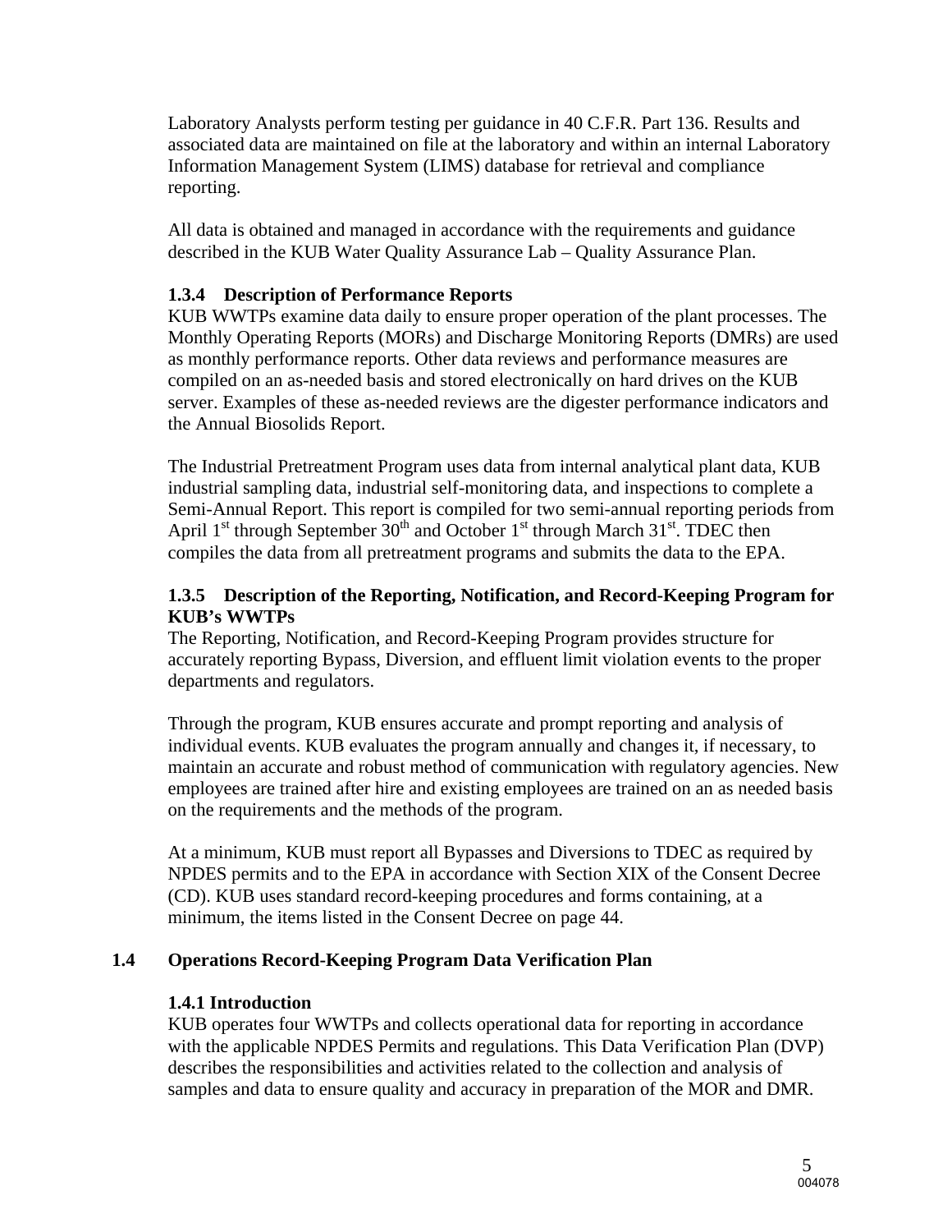Laboratory Analysts perform testing per guidance in 40 C.F.R. Part 136. Results and associated data are maintained on file at the laboratory and within an internal Laboratory Information Management System (LIMS) database for retrieval and compliance reporting.

All data is obtained and managed in accordance with the requirements and guidance described in the KUB Water Quality Assurance Lab – Quality Assurance Plan.

### 1.3.4 Description of Performance Reports

KUB WWTPs examine data daily to ensure proper operation of the plant processes. The Monthly Operating Reports (MORs) and Discharge Monitoring Reports (DMRs) are used as monthly performance reports. Other data reviews and performance measures are compiled on an as-needed basis and stored electronically on hard drives on the KUB server. Examples of these as-needed reviews are the digester performance indicators and the Annual Biosolids Report.

The Industrial Pretreatment Program uses data from internal analytical plant data, KUB industrial sampling data, industrial self-monitoring data, and inspections to complete a Semi-Annual Report. This report is compiled for two semi-annual reporting periods from April 1st through September 30th and October 1st through March 31st. TDEC then compiles the data from all pretreatment programs and submits the data to the EPA.

### 1.3.5 Description of the Reporting, Notification, and Record-Keeping Program for KUB's WWTPs

The Reporting, Notification, and Record-Keeping Program provides structure for accurately reporting Bypass, Diversion, and effluent limit violation events to the proper departments and regulators.

Through the program, KUB ensures accurate and prompt reporting and analysis of individual events. KUB evaluates the program annually and changes it, if necessary, to maintain an accurate and robust method of communication with regulatory agencies. New employees are trained after hire and existing employees are trained on an as needed basis on the requirements and the methods of the program.

At a minimum, KUB must report all Bypasses and Diversions to TDEC as required by NPDES permits and to the EPA in accordance with Section XIX of the Consent Decree (CD). KUB uses standard record-keeping procedures and forms containing, at a minimum, the items listed in the Consent Decree on page 44.

## 1.4 Operations Record-Keeping Program Data Verification Plan

### 1.4.1 Introduction

KUB operates four WWTPs and collects operational data for reporting in accordance with the applicable NPDES Permits and regulations. This Data Verification Plan (DVP) describes the responsibilities and activities related to the collection and analysis of samples and data to ensure quality and accuracy in preparation of the MOR and DMR.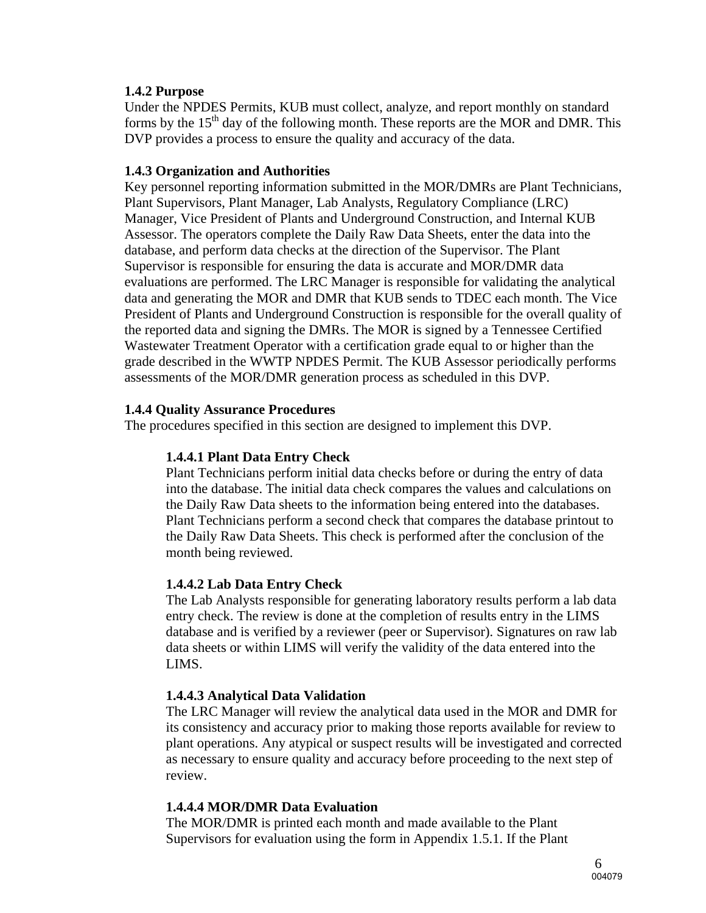**1.4.2 Purpose**

Under the NPDES Permits, KUB must collect, analyze, and report monthly on standard forms by the 15th day of the following month. These reports are the MOR and DMR. This DVP provides a process to ensure the quality and accuracy of the data.

**1.4.3 Organization and Authorities**

Key personnel reporting information submitted in the MOR/DMRs are Plant Technicians, Plant Supervisors, Plant Manager, Lab Analysts, Regulatory Compliance (LRC) Manager, Vice President of Plants and Underground Construction, and Internal KUB Assessor. The operators complete the Daily Raw Data Sheets, enter the data into the database, and perform data checks at the direction of the Supervisor. The Plant Supervisor is responsible for ensuring the data is accurate and MOR/DMR data evaluations are performed. The LRC Manager is responsible for validating the analytical data and generating the MOR and DMR that KUB sends to TDEC each month. The Vice President of Plants and Underground Construction is responsible for the overall quality of the reported data and signing the DMRs. The MOR is signed by a Tennessee Certified Wastewater Treatment Operator with a certification grade equal to or higher than the grade described in the WWTP NPDES Permit. The KUB Assessor periodically performs assessments of the MOR/DMR generation process as scheduled in this DVP.

**1.4.4 Quality Assurance Procedures**

The procedures specified in this section are designed to implement this DVP.

**1.4.4.1 Plant Data Entry Check**

Plant Technicians perform initial data checks before or during the entry of data into the database. The initial data check compares the values and calculations on the Daily Raw Data sheets to the information being entered into the databases. Plant Technicians perform a second check that compares the database printout to the Daily Raw Data Sheets. This check is performed after the conclusion of the month being reviewed.

**1.4.4.2 Lab Data Entry Check**

The Lab Analysts responsible for generating laboratory results perform a lab data entry check. The review is done at the completion of results entry in the LIMS database and is verified by a reviewer (peer or Supervisor). Signatures on raw lab data sheets or within LIMS will verify the validity of the data entered into the LIMS.

**1.4.4.3 Analytical Data Validation**

The LRC Manager will review the analytical data used in the MOR and DMR for its consistency and accuracy prior to making those reports available for review to plant operations. Any atypical or suspect results will be investigated and corrected as necessary to ensure quality and accuracy before proceeding to the next step of review.

**1.4.4.4 MOR/DMR Data Evaluation**

The MOR/DMR is printed each month and made available to the Plant Supervisors for evaluation using the form in Appendix 1.5.1. If the Plant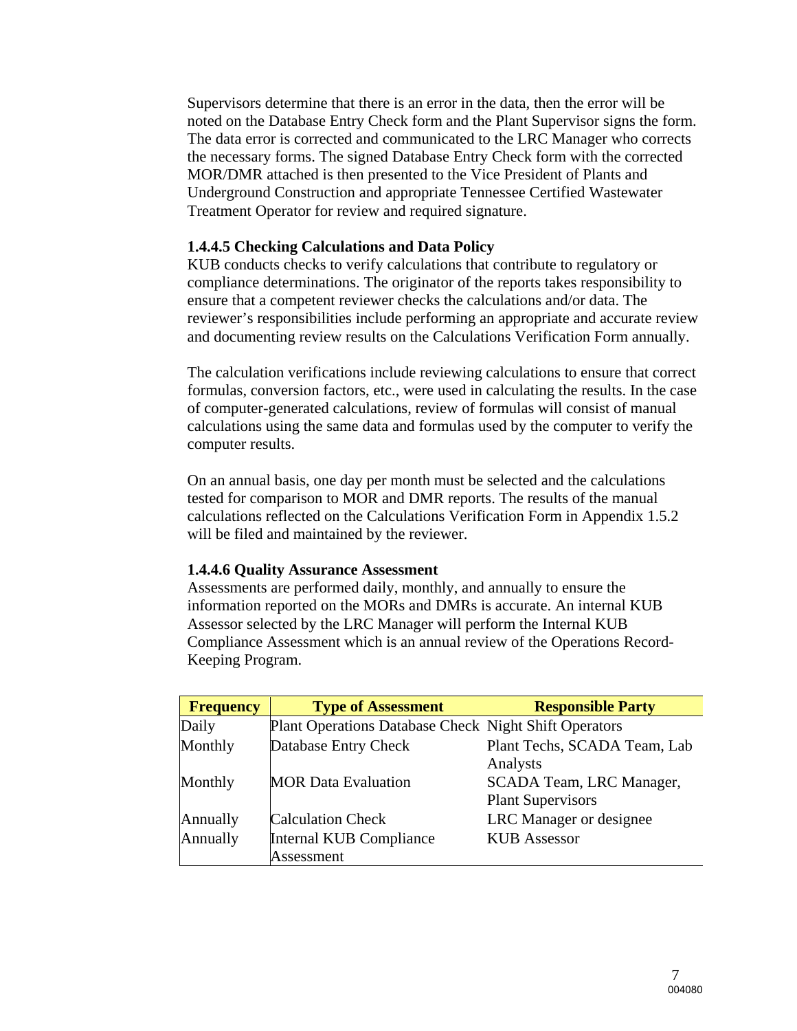Supervisors determine that there is an error in the data, then the error will be noted on the Database Entry Check form and the Plant Supervisor signs the form. The data error is corrected and communicated to the LRC Manager who corrects the necessary forms. The signed Database Entry Check form with the corrected MOR/DMR attached is then presented to the Vice President of Plants and Underground Construction and appropriate Tennessee Certified Wastewater Treatment Operator for review and required signature.

### 1.4.4.5 Checking Calculations and Data Policy

KUB conducts checks to verify calculations that contribute to regulatory or compliance determinations. The originator of the reports takes responsibility to ensure that a competent reviewer checks the calculations and/or data. The reviewer's responsibilities include performing an appropriate and accurate review and documenting review results on the Calculations Verification Form annually.

The calculation verifications include reviewing calculations to ensure that correct formulas, conversion factors, etc., were used in calculating the results. In the case of computer-generated calculations, review of formulas will consist of manual calculations using the same data and formulas used by the computer to verify the computer results.

On an annual basis, one day per month must be selected and the calculations tested for comparison to MOR and DMR reports. The results of the manual calculations reflected on the Calculations Verification Form in Appendix 1.5.2 will be filed and maintained by the reviewer.

### 1.4.4.6 Quality Assurance Assessment

Assessments are performed daily, monthly, and annually to ensure the information reported on the MORs and DMRs is accurate. An internal KUB Assessor selected by the LRC Manager will perform the Internal KUB Compliance Assessment which is an annual review of the Operations Record-Keeping Program.

| Frequency | Type of Assessment | Responsible Party |
|---|---|---|
| Daily | Plant Operations Database Check | Night Shift Operators |
| Monthly | Database Entry Check | Plant Techs, SCADA Team, Lab Analysts |
| Monthly | MOR Data Evaluation | SCADA Team, LRC Manager, Plant Supervisors |
| Annually | Calculation Check | LRC Manager or designee |
| Annually | Internal KUB Compliance Assessment | KUB Assessor |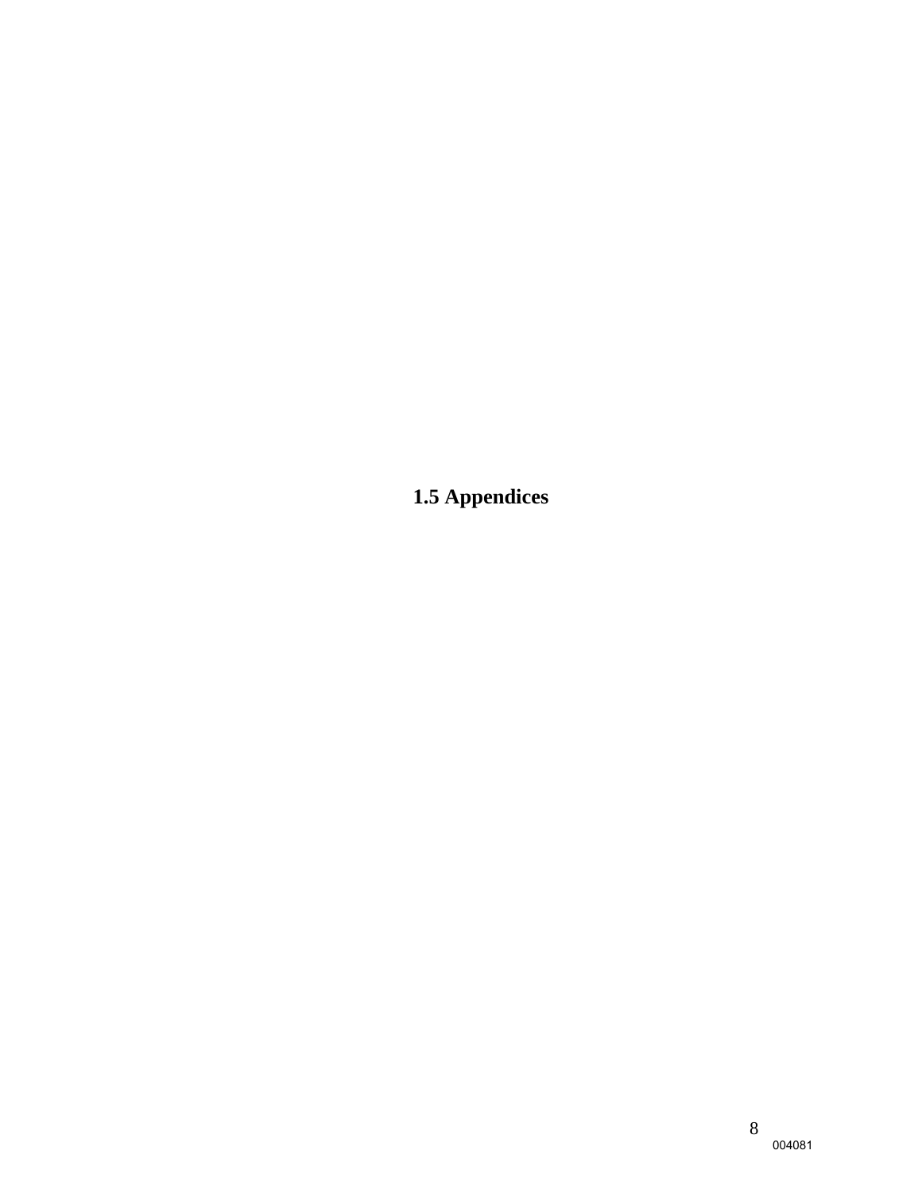# 1.5 Appendices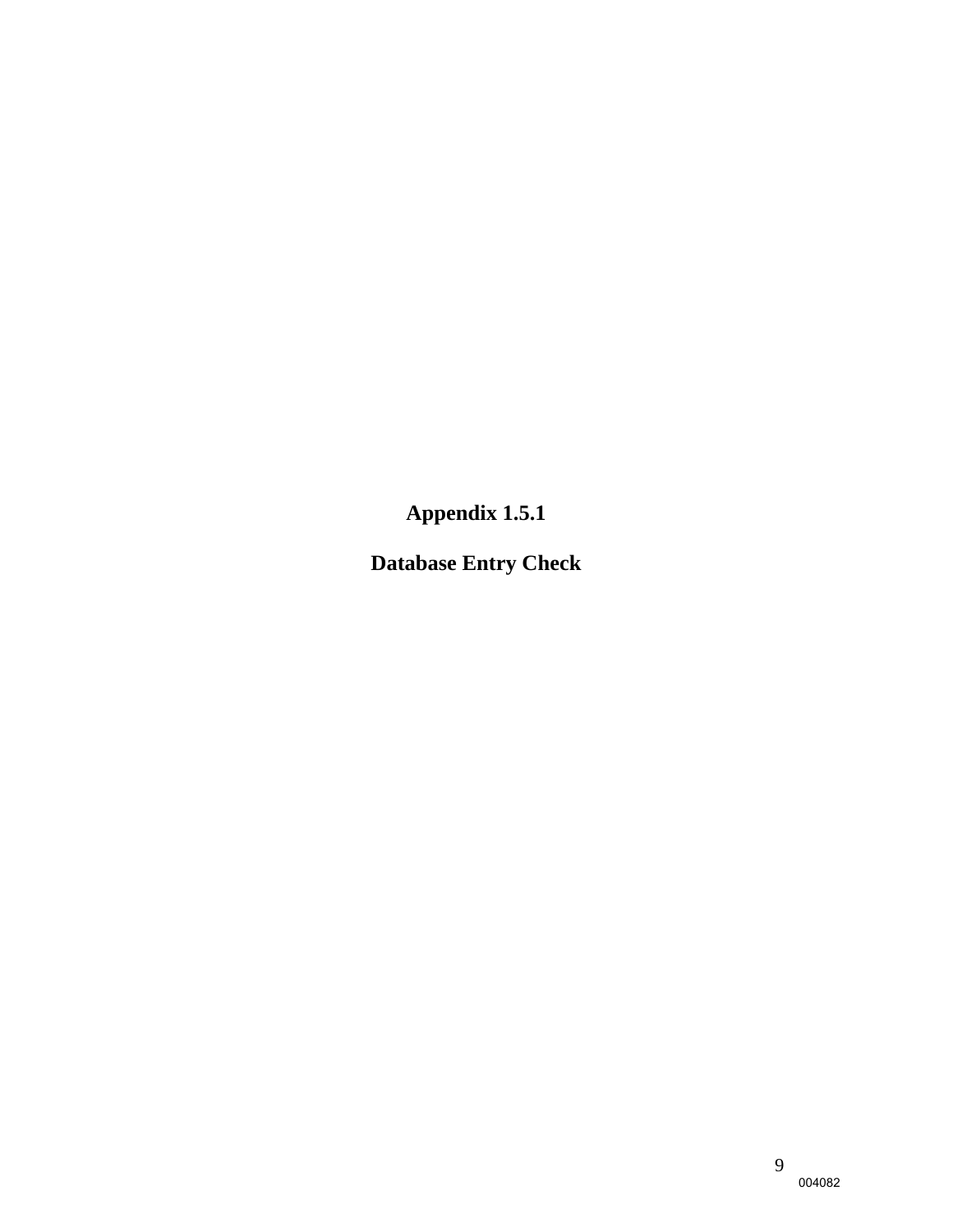**Appendix 1.5.1**

**Database Entry Check**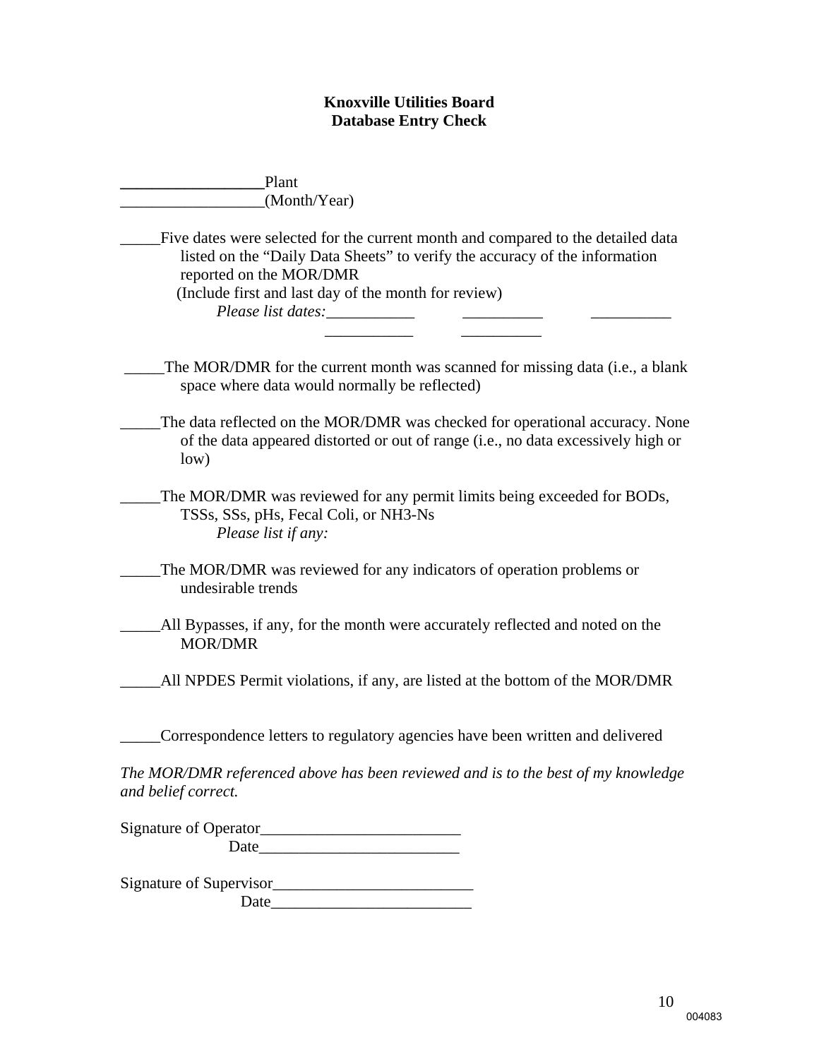**Knoxville Utilities Board**
**Database Entry Check**

__________________Plant
__________________(Month/Year)

_____Five dates were selected for the current month and compared to the detailed data listed on the "Daily Data Sheets" to verify the accuracy of the information reported on the MOR/DMR
(Include first and last day of the month for review)
*Please list dates:*___________ __________ __________
___________ __________

_____The MOR/DMR for the current month was scanned for missing data (i.e., a blank space where data would normally be reflected)

_____The data reflected on the MOR/DMR was checked for operational accuracy. None of the data appeared distorted or out of range (i.e., no data excessively high or low)

_____The MOR/DMR was reviewed for any permit limits being exceeded for BODs, TSSs, SSs, pHs, Fecal Coli, or NH3-Ns
*Please list if any:*

_____The MOR/DMR was reviewed for any indicators of operation problems or undesirable trends

_____All Bypasses, if any, for the month were accurately reflected and noted on the MOR/DMR

_____All NPDES Permit violations, if any, are listed at the bottom of the MOR/DMR

_____Correspondence letters to regulatory agencies have been written and delivered

*The MOR/DMR referenced above has been reviewed and is to the best of my knowledge and belief correct.*

Signature of Operator_________________________
Date_________________________

Signature of Supervisor_________________________
Date_________________________

004083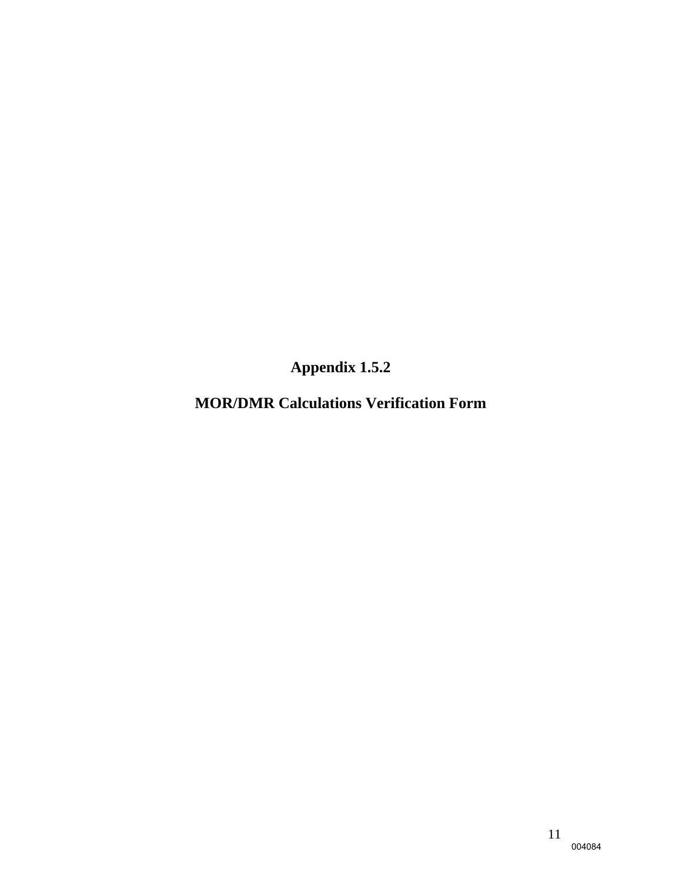# Appendix 1.5.2

# MOR/DMR Calculations Verification Form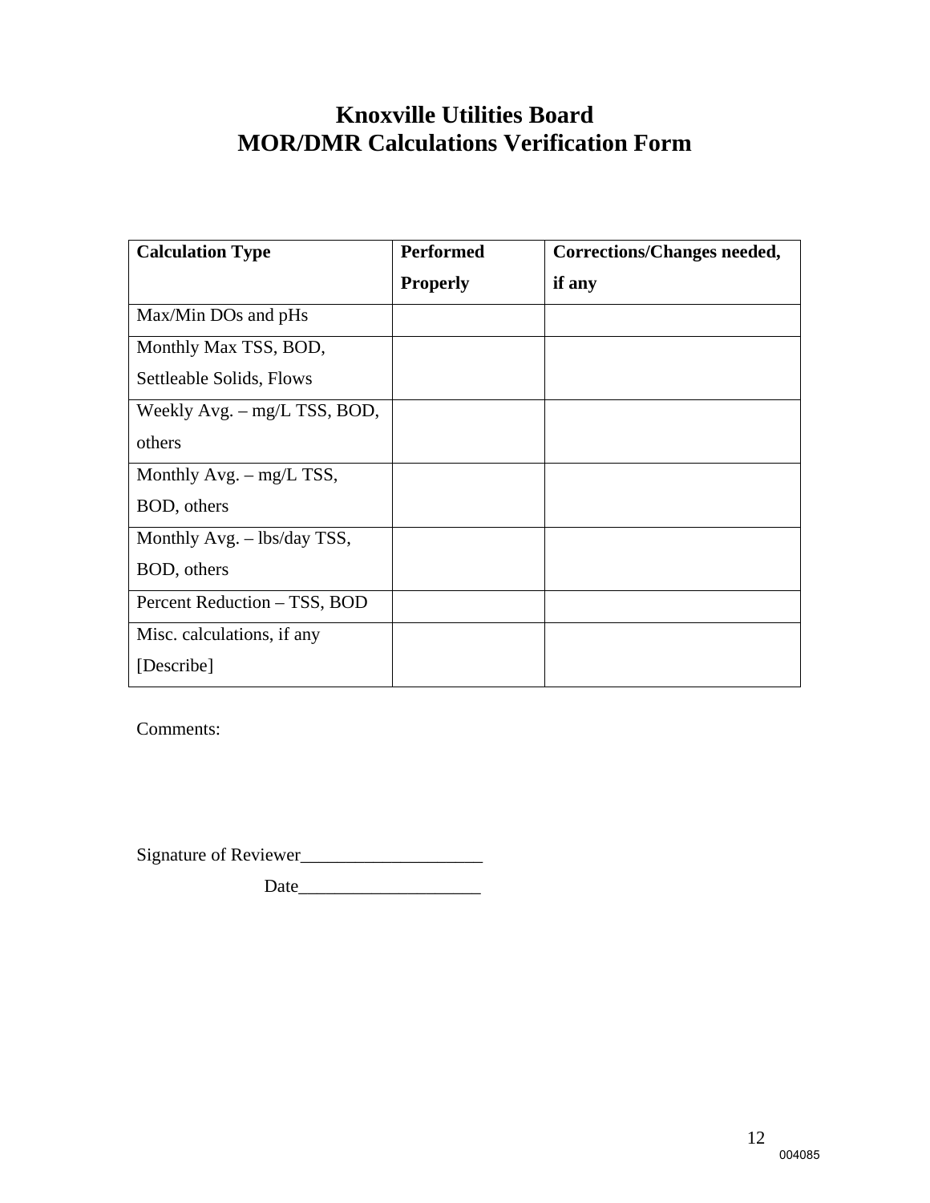# Knoxville Utilities Board
# MOR/DMR Calculations Verification Form

| Calculation Type | Performed Properly | Corrections/Changes needed, if any |
|---|---|---|
| Max/Min DOs and pHs | | |
| Monthly Max TSS, BOD, Settleable Solids, Flows | | |
| Weekly Avg. – mg/L TSS, BOD, others | | |
| Monthly Avg. – mg/L TSS, BOD, others | | |
| Monthly Avg. – lbs/day TSS, BOD, others | | |
| Percent Reduction – TSS, BOD | | |
| Misc. calculations, if any [Describe] | | |

Comments:

Signature of Reviewer____________________

Date____________________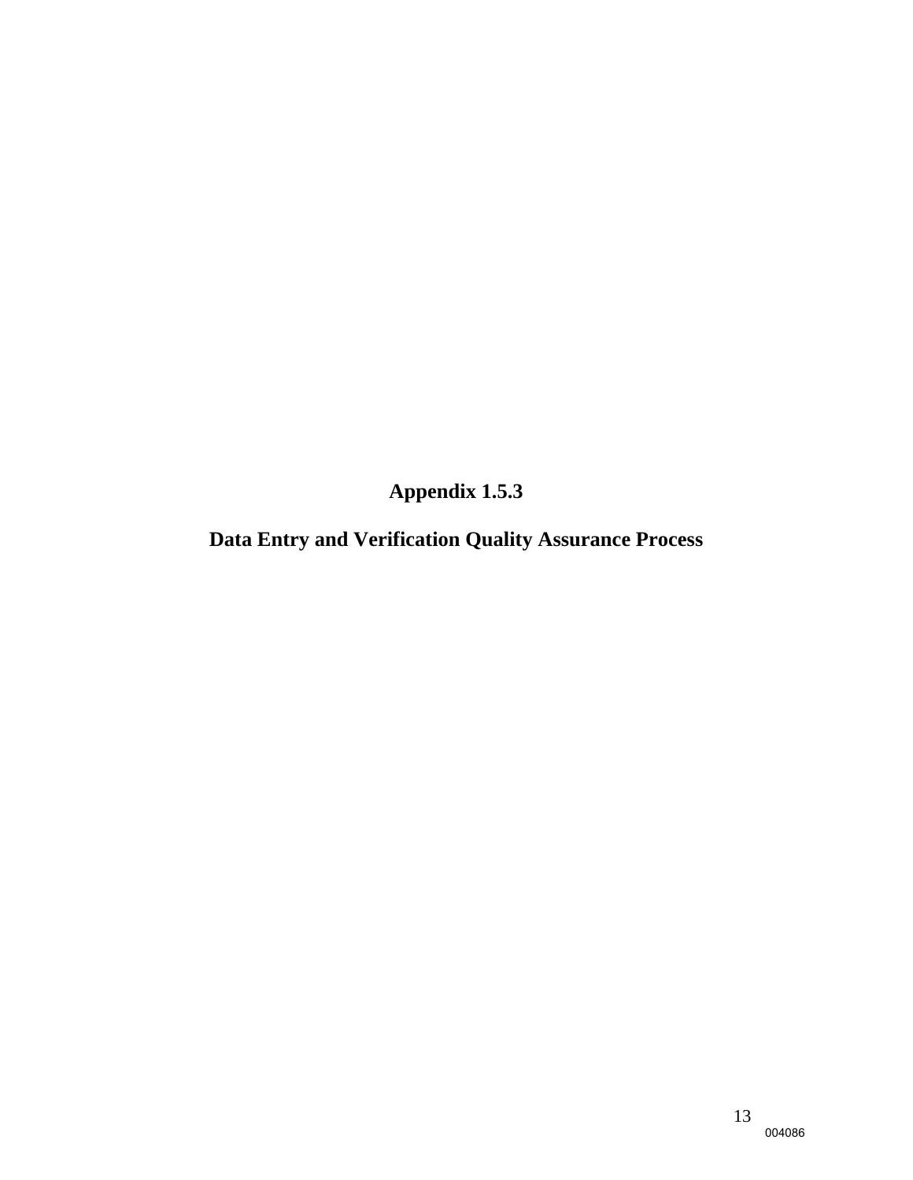# Appendix 1.5.3

## Data Entry and Verification Quality Assurance Process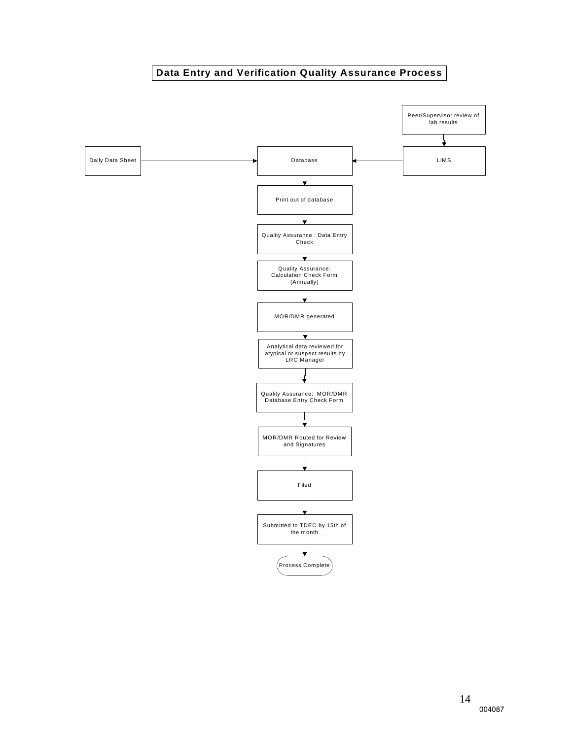# Data Entry and Verification Quality Assurance Process

Peer/Supervisor review of lab results → LIMS

Daily Data Sheet → Database ← LIMS

Database

↓

Print out of database

↓

Quality Assurance : Data Entry Check

↓

Quality Assurance: Calculation Check Form (Annually)

↓

MOR/DMR generated

↓

Analytical data reviewed for atypical or suspect results by LRC Manager

↓

Quality Assurance: MOR/DMR Database Entry Check Form

↓

MOR/DMR Routed for Review and Signatures

↓

Filed

↓

Submitted to TDEC by 15th of the month

↓

Process Complete

004087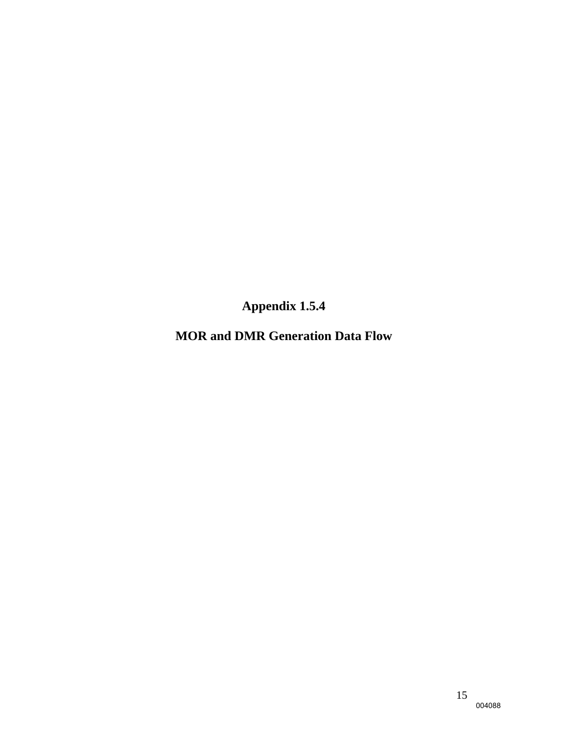# Appendix 1.5.4

## MOR and DMR Generation Data Flow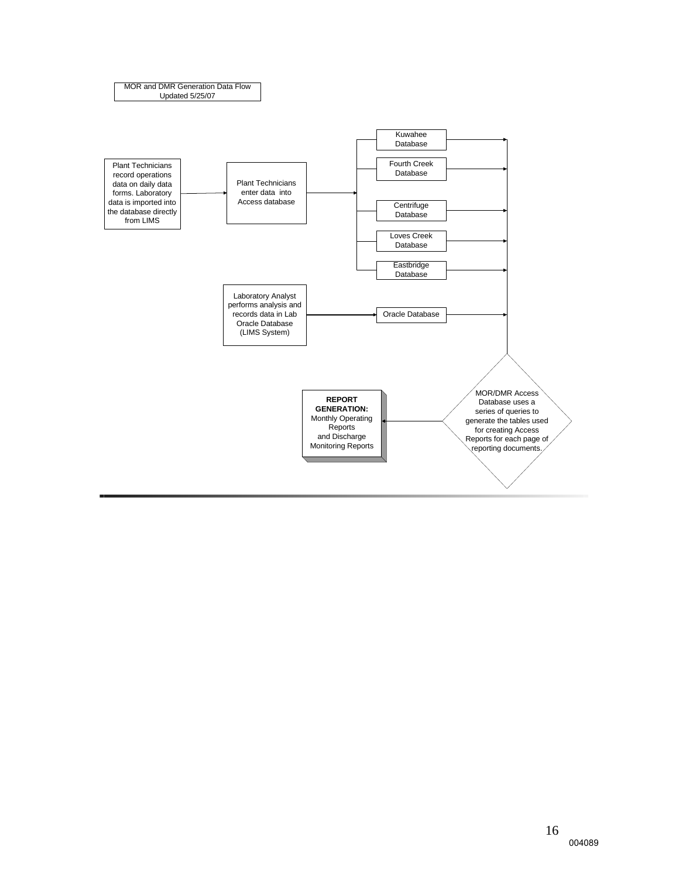MOR and DMR Generation Data Flow
Updated 5/25/07

Plant Technicians record operations data on daily data forms. Laboratory data is imported into the database directly from LIMS

Plant Technicians enter data into Access database

Kuwahee Database

Fourth Creek Database

Centrifuge Database

Loves Creek Database

Eastbridge Database

Laboratory Analyst performs analysis and records data in Lab Oracle Database (LIMS System)

Oracle Database

MOR/DMR Access Database uses a series of queries to generate the tables used for creating Access Reports for each page of reporting documents.

**REPORT GENERATION:** Monthly Operating Reports and Discharge Monitoring Reports

004089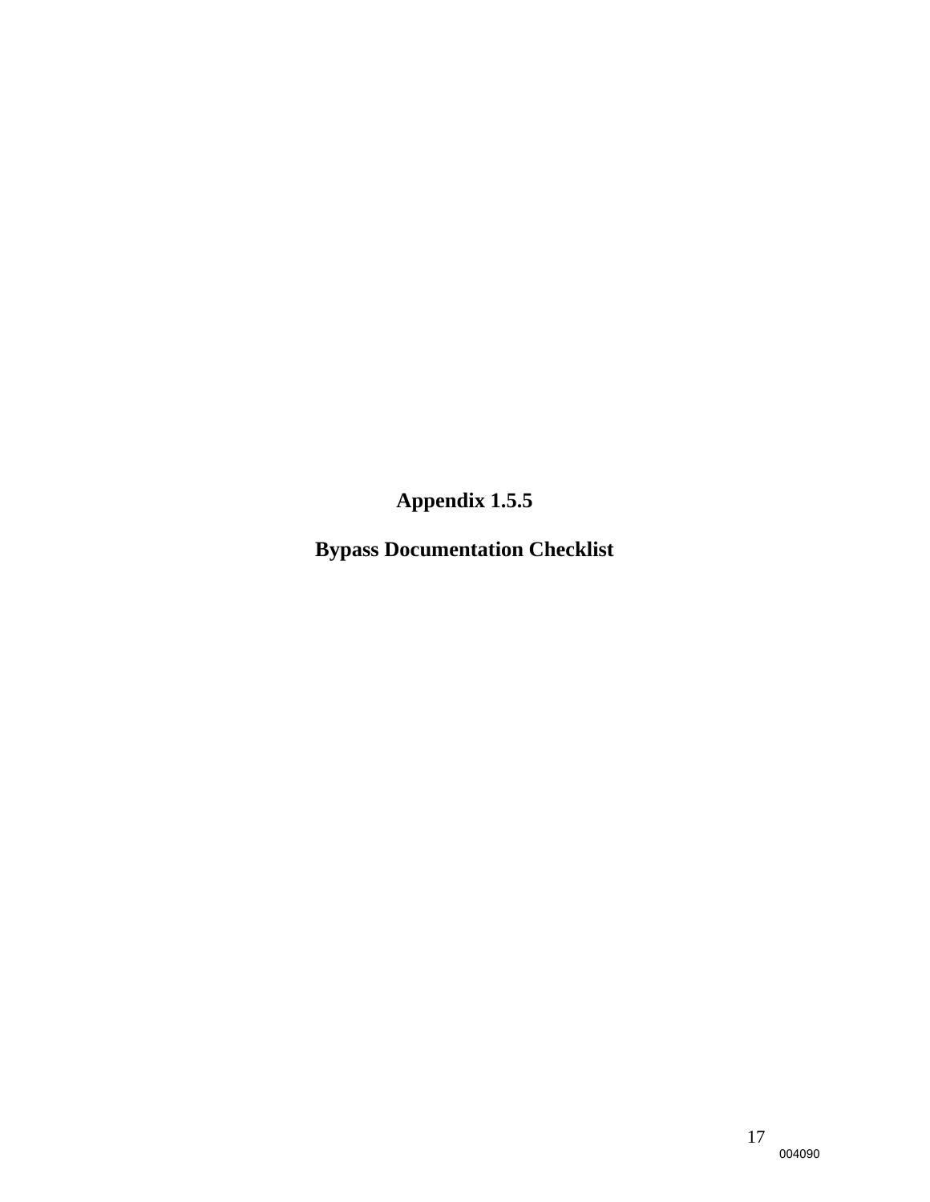# Appendix 1.5.5

## Bypass Documentation Checklist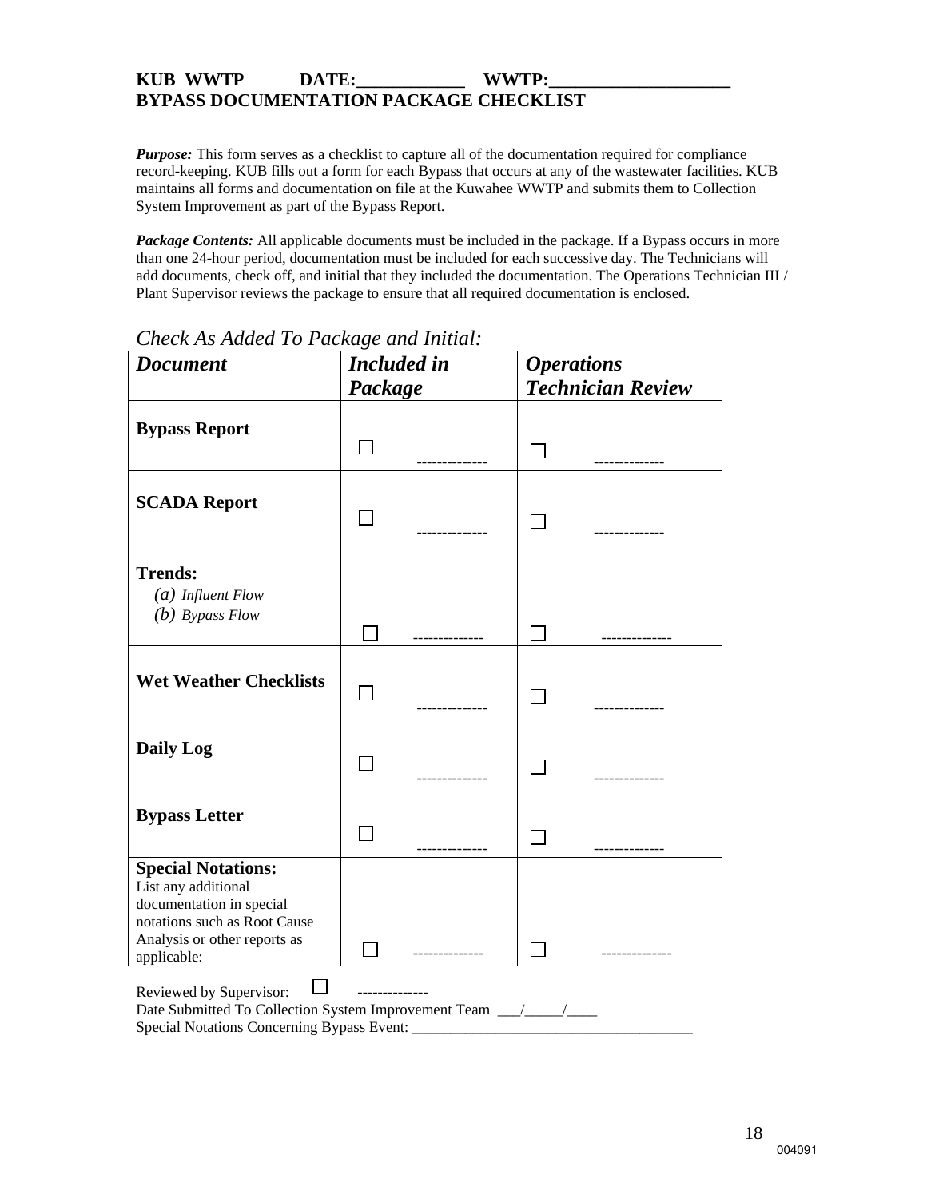**KUB WWTP DATE:____________ WWTP:____________________**
**BYPASS DOCUMENTATION PACKAGE CHECKLIST**

***Purpose:*** This form serves as a checklist to capture all of the documentation required for compliance record-keeping. KUB fills out a form for each Bypass that occurs at any of the wastewater facilities. KUB maintains all forms and documentation on file at the Kuwahee WWTP and submits them to Collection System Improvement as part of the Bypass Report.

***Package Contents:*** All applicable documents must be included in the package. If a Bypass occurs in more than one 24-hour period, documentation must be included for each successive day. The Technicians will add documents, check off, and initial that they included the documentation. The Operations Technician III / Plant Supervisor reviews the package to ensure that all required documentation is enclosed.

*Check As Added To Package and Initial:*

| ***Document*** | ***Included in Package*** | ***Operations Technician Review*** |
|---|---|---|
| **Bypass Report** | ☐ -------------- | ☐ -------------- |
| **SCADA Report** | ☐ -------------- | ☐ -------------- |
| **Trends:** (a) *Influent Flow* (b) *Bypass Flow* | ☐ -------------- | ☐ -------------- |
| **Wet Weather Checklists** | ☐ -------------- | ☐ -------------- |
| **Daily Log** | ☐ -------------- | ☐ -------------- |
| **Bypass Letter** | ☐ -------------- | ☐ -------------- |
| **Special Notations:** List any additional documentation in special notations such as Root Cause Analysis or other reports as applicable: | ☐ -------------- | ☐ -------------- |

Reviewed by Supervisor: ☐ --------------
Date Submitted To Collection System Improvement Team ___/_____/____
Special Notations Concerning Bypass Event: _____________________________________

004091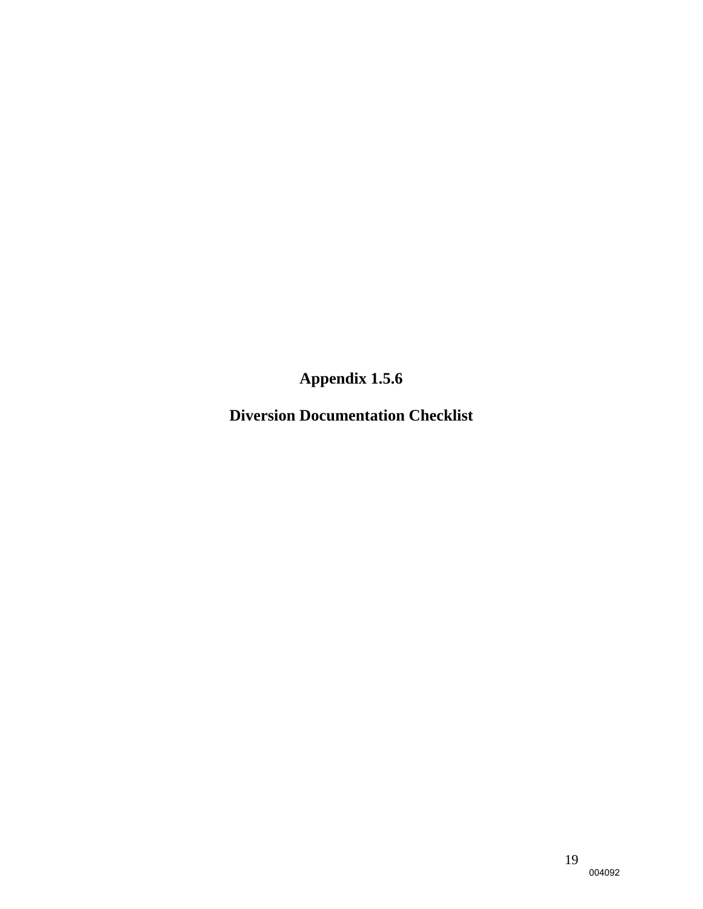# Appendix 1.5.6

# Diversion Documentation Checklist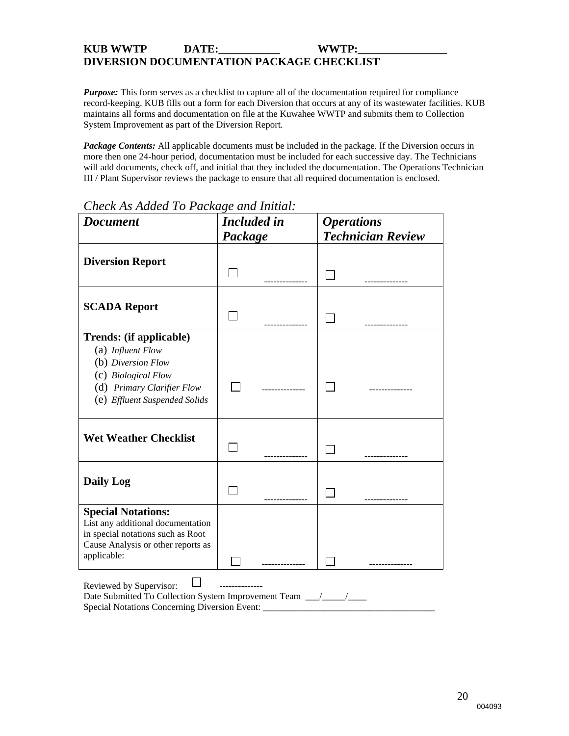**KUB WWTP DATE:\_\_\_\_\_\_\_\_\_\_\_ WWTP:\_\_\_\_\_\_\_\_\_\_\_\_\_\_\_\_**
**DIVERSION DOCUMENTATION PACKAGE CHECKLIST**

***Purpose:*** This form serves as a checklist to capture all of the documentation required for compliance record-keeping. KUB fills out a form for each Diversion that occurs at any of its wastewater facilities. KUB maintains all forms and documentation on file at the Kuwahee WWTP and submits them to Collection System Improvement as part of the Diversion Report.

***Package Contents:*** All applicable documents must be included in the package. If the Diversion occurs in more then one 24-hour period, documentation must be included for each successive day. The Technicians will add documents, check off, and initial that they included the documentation. The Operations Technician III / Plant Supervisor reviews the package to ensure that all required documentation is enclosed.

*Check As Added To Package and Initial:*

| ***Document*** | ***Included in Package*** | ***Operations Technician Review*** |
|---|---|---|
| **Diversion Report** | ☐ -------------- | ☐ -------------- |
| **SCADA Report** | ☐ -------------- | ☐ -------------- |
| **Trends: (if applicable)**<br>(a) *Influent Flow*<br>(b) *Diversion Flow*<br>(c) *Biological Flow*<br>(d) *Primary Clarifier Flow*<br>(e) *Effluent Suspended Solids* | ☐ -------------- | ☐ -------------- |
| **Wet Weather Checklist** | ☐ -------------- | ☐ -------------- |
| **Daily Log** | ☐ -------------- | ☐ -------------- |
| **Special Notations:**<br>List any additional documentation in special notations such as Root Cause Analysis or other reports as applicable: | ☐ -------------- | ☐ -------------- |

Reviewed by Supervisor: ☐ --------------
Date Submitted To Collection System Improvement Team \_\_\_/\_\_\_\_\_/\_\_\_\_
Special Notations Concerning Diversion Event: \_\_\_\_\_\_\_\_\_\_\_\_\_\_\_\_\_\_\_\_\_\_\_\_\_\_\_\_\_\_\_\_\_\_\_\_\_\_

004093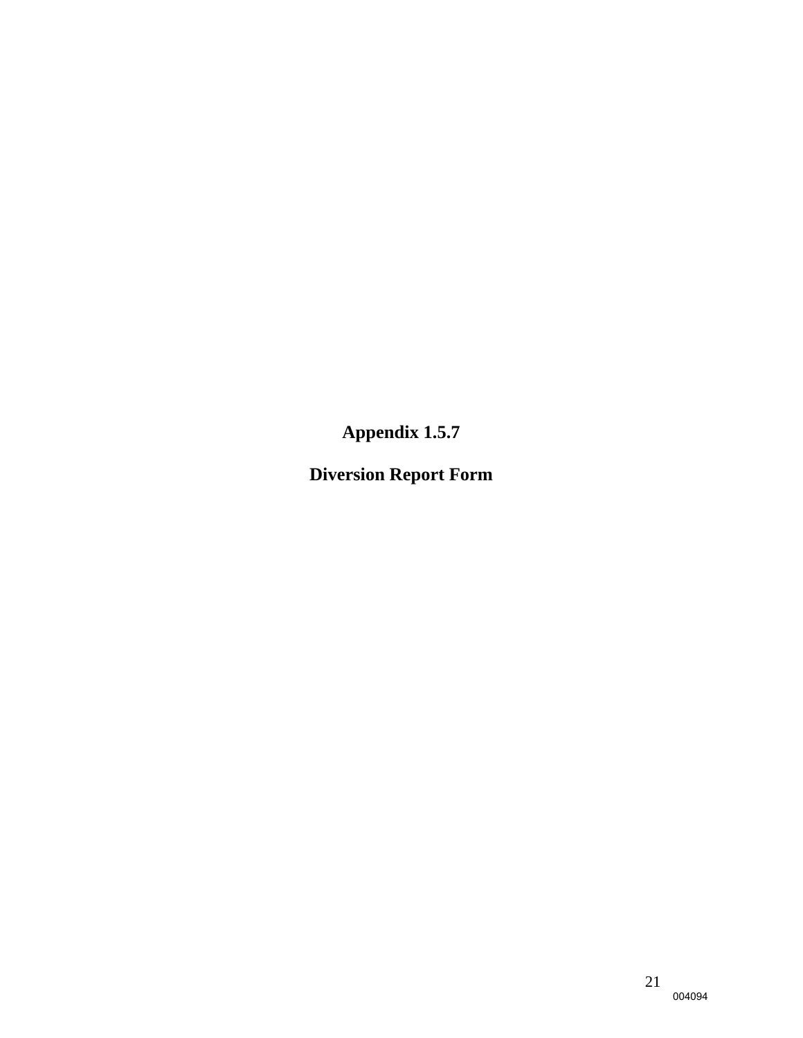# Appendix 1.5.7

# Diversion Report Form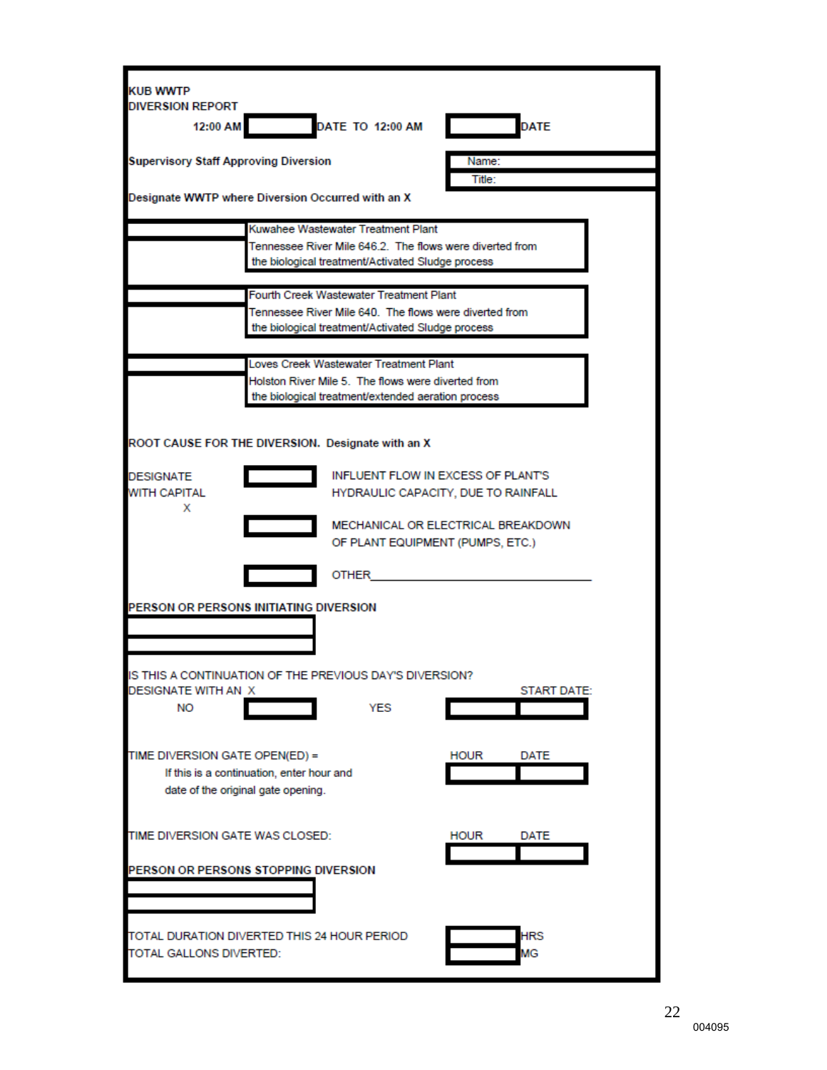**KUB WWTP**
**DIVERSION REPORT**

**12:00 AM** ________ **DATE TO 12:00 AM** ________ **DATE**

**Supervisory Staff Approving Diversion**

Name: ________
Title: ________

**Designate WWTP where Diversion Occurred with an X**

| | |
|---|---|
| ____ | Kuwahee Wastewater Treatment Plant<br>Tennessee River Mile 646.2. The flows were diverted from the biological treatment/Activated Sludge process |
| ____ | Fourth Creek Wastewater Treatment Plant<br>Tennessee River Mile 640. The flows were diverted from the biological treatment/Activated Sludge process |
| ____ | Loves Creek Wastewater Treatment Plant<br>Holston River Mile 5. The flows were diverted from the biological treatment/extended aeration process |

**ROOT CAUSE FOR THE DIVERSION. Designate with an X**

DESIGNATE WITH CAPITAL X

| | |
|---|---|
| ____ | INFLUENT FLOW IN EXCESS OF PLANT'S HYDRAULIC CAPACITY, DUE TO RAINFALL |
| ____ | MECHANICAL OR ELECTRICAL BREAKDOWN OF PLANT EQUIPMENT (PUMPS, ETC.) |
| ____ | OTHER________________________________ |

**PERSON OR PERSONS INITIATING DIVERSION**

________
________

IS THIS A CONTINUATION OF THE PREVIOUS DAY'S DIVERSION?
DESIGNATE WITH AN X

NO ____ YES ____ START DATE: ____

TIME DIVERSION GATE OPEN(ED) = HOUR ____ DATE ____
If this is a continuation, enter hour and date of the original gate opening.

TIME DIVERSION GATE WAS CLOSED: HOUR ____ DATE ____

**PERSON OR PERSONS STOPPING DIVERSION**

________
________

TOTAL DURATION DIVERTED THIS 24 HOUR PERIOD ____ HRS
TOTAL GALLONS DIVERTED: ____ MG

004095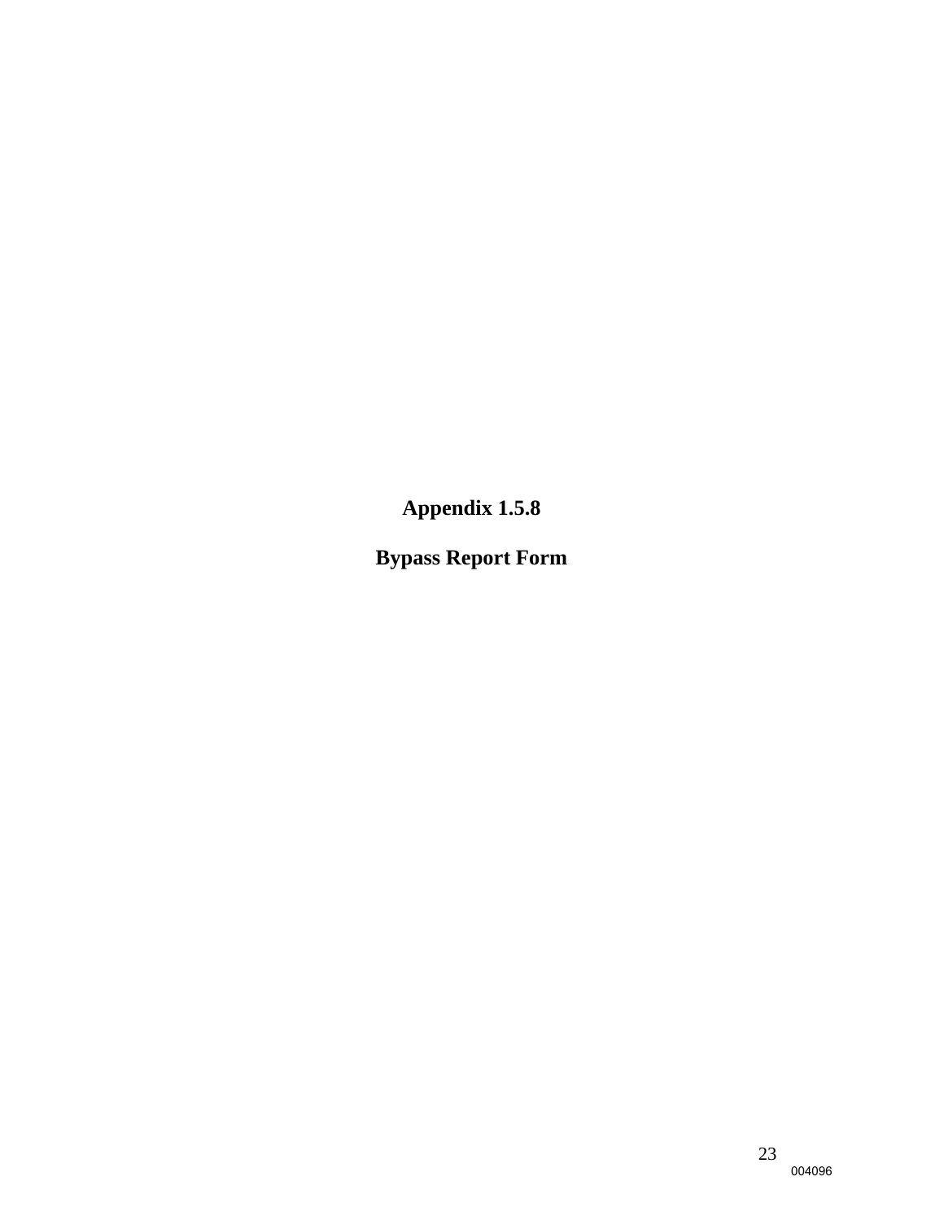**Appendix 1.5.8**

**Bypass Report Form**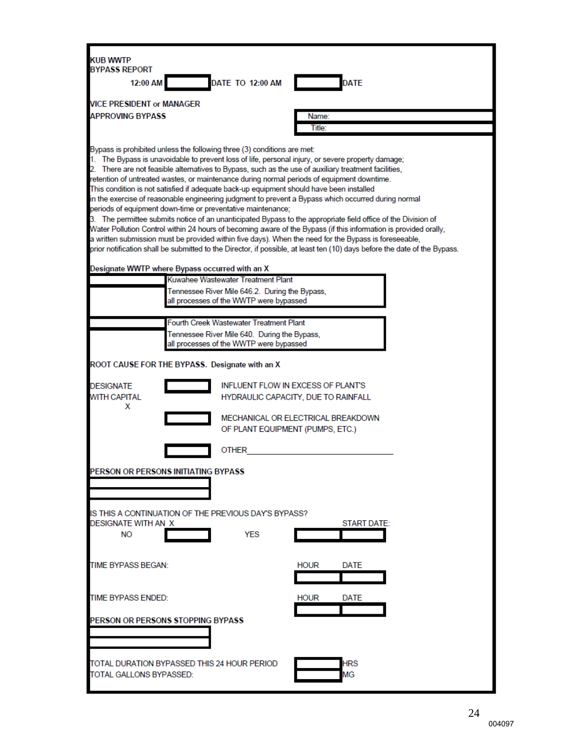**KUB WWTP**
**BYPASS REPORT**

12:00 AM [ ] DATE TO 12:00 AM [ ] DATE

**VICE PRESIDENT or MANAGER**
**APPROVING BYPASS**

| Name: |
|---|
| Title: |

Bypass is prohibited unless the following three (3) conditions are met:

1. The Bypass is unavoidable to prevent loss of life, personal injury, or severe property damage;
2. There are not feasible alternatives to Bypass, such as the use of auxiliary treatment facilities, retention of untreated wastes, or maintenance during normal periods of equipment downtime. This condition is not satisfied if adequate back-up equipment should have been installed in the exercise of reasonable engineering judgment to prevent a Bypass which occurred during normal periods of equipment down-time or preventative maintenance;
3. The permittee submits notice of an unanticipated Bypass to the appropriate field office of the Division of Water Pollution Control within 24 hours of becoming aware of the Bypass (if this information is provided orally, a written submission must be provided within five days). When the need for the Bypass is foreseeable, prior notification shall be submitted to the Director, if possible, at least ten (10) days before the date of the Bypass.

**Designate WWTP where Bypass occurred with an X**

| | |
|---|---|
| [ ] | Kuwahee Wastewater Treatment Plant<br>Tennessee River Mile 646.2. During the Bypass, all processes of the WWTP were bypassed |
| [ ] | Fourth Creek Wastewater Treatment Plant<br>Tennessee River Mile 640. During the Bypass, all processes of the WWTP were bypassed |

**ROOT CAUSE FOR THE BYPASS. Designate with an X**

DESIGNATE WITH CAPITAL X

[ ] INFLUENT FLOW IN EXCESS OF PLANT'S HYDRAULIC CAPACITY, DUE TO RAINFALL

[ ] MECHANICAL OR ELECTRICAL BREAKDOWN OF PLANT EQUIPMENT (PUMPS, ETC.)

[ ] OTHER______________________________

**PERSON OR PERSONS INITIATING BYPASS**

[ ]

IS THIS A CONTINUATION OF THE PREVIOUS DAY'S BYPASS?
DESIGNATE WITH AN X

NO [ ] YES START DATE: [ ] [ ]

TIME BYPASS BEGAN: HOUR [ ] DATE [ ]

TIME BYPASS ENDED: HOUR [ ] DATE [ ]

**PERSON OR PERSONS STOPPING BYPASS**

[ ]

TOTAL DURATION BYPASSED THIS 24 HOUR PERIOD [ ] HRS
TOTAL GALLONS BYPASSED: [ ] MG

004097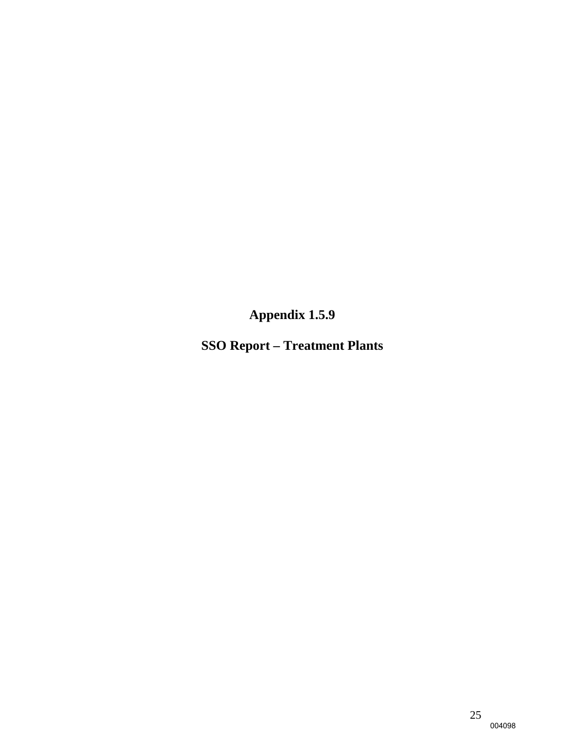# Appendix 1.5.9

## SSO Report – Treatment Plants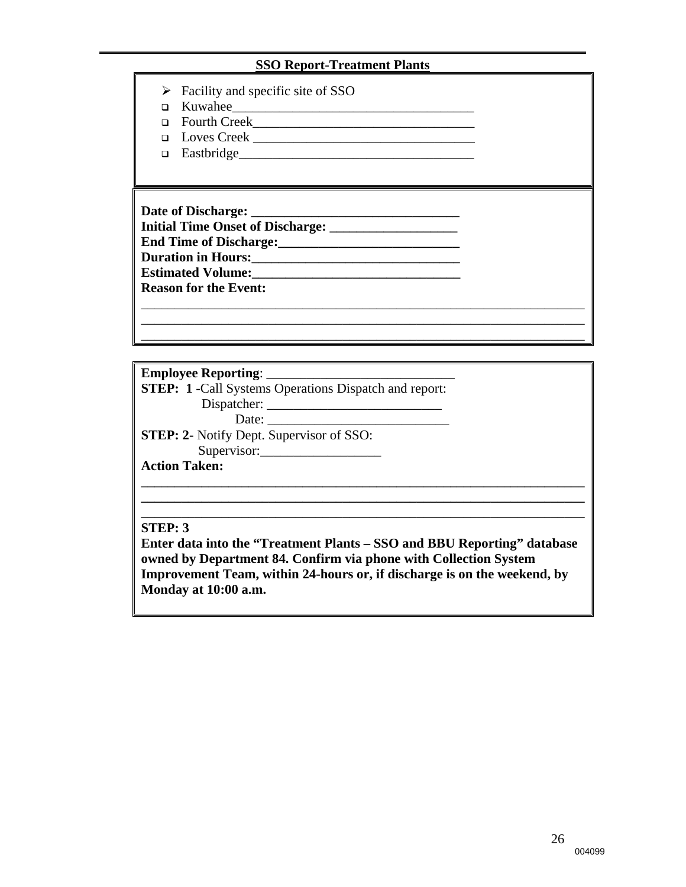## SSO Report-Treatment Plants

- Facility and specific site of SSO
- ☐ Kuwahee____________________________________
- ☐ Fourth Creek_________________________________
- ☐ Loves Creek _________________________________
- ☐ Eastbridge___________________________________

**Date of Discharge: _______________________________**
**Initial Time Onset of Discharge: ___________________**
**End Time of Discharge:___________________________**
**Duration in Hours:_______________________________**
**Estimated Volume:_______________________________**
**Reason for the Event:**

_____________________________________________________________________
_____________________________________________________________________
_____________________________________________________________________

**Employee Reporting**: ____________________________
**STEP: 1** -Call Systems Operations Dispatch and report:
Dispatcher: __________________________
Date: ___________________________
**STEP: 2-** Notify Dept. Supervisor of SSO:
Supervisor:__________________
**Action Taken:**

_____________________________________________________________________
_____________________________________________________________________
_____________________________________________________________________

**STEP: 3**
**Enter data into the "Treatment Plants – SSO and BBU Reporting" database owned by Department 84. Confirm via phone with Collection System Improvement Team, within 24-hours or, if discharge is on the weekend, by Monday at 10:00 a.m.**

004099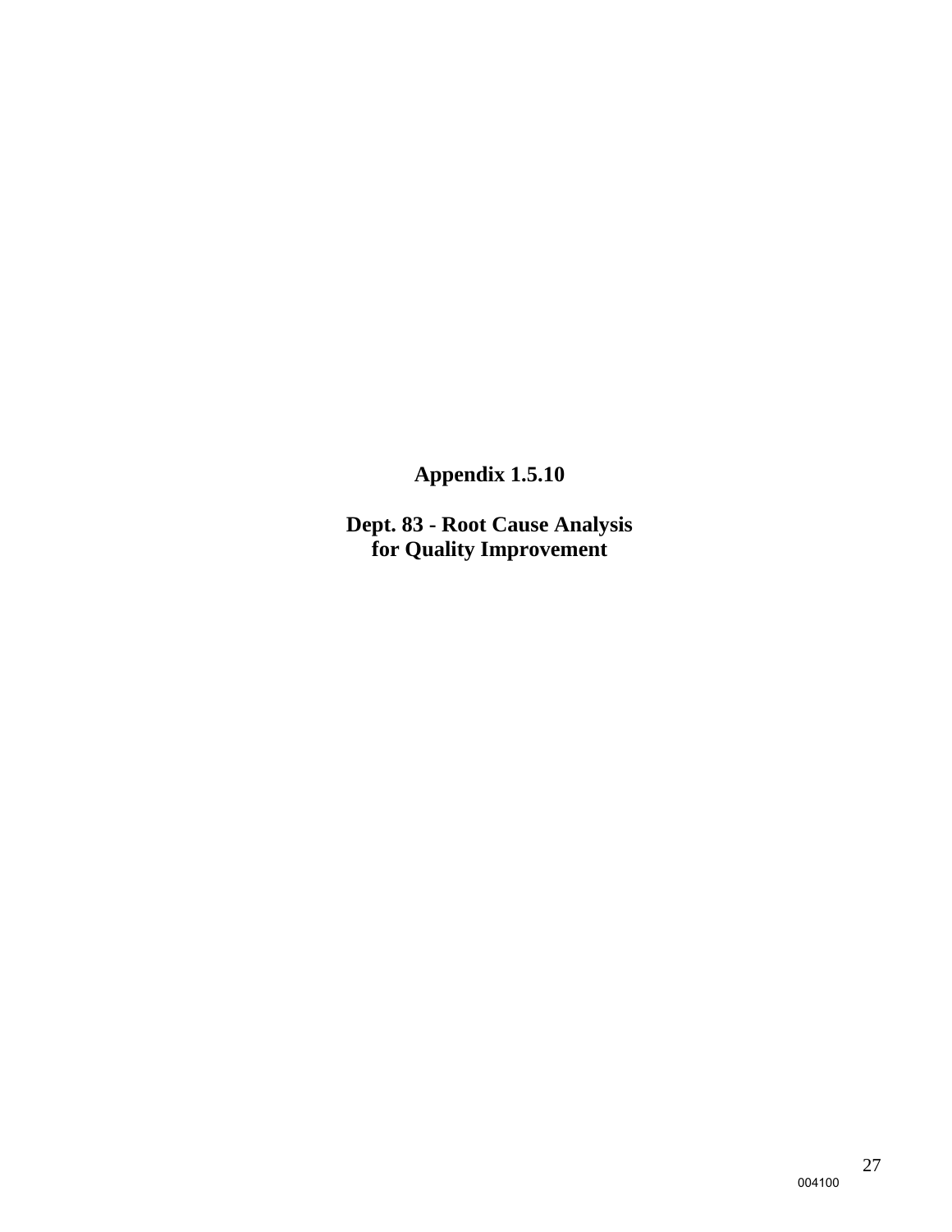# Appendix 1.5.10

## Dept. 83 - Root Cause Analysis for Quality Improvement

004100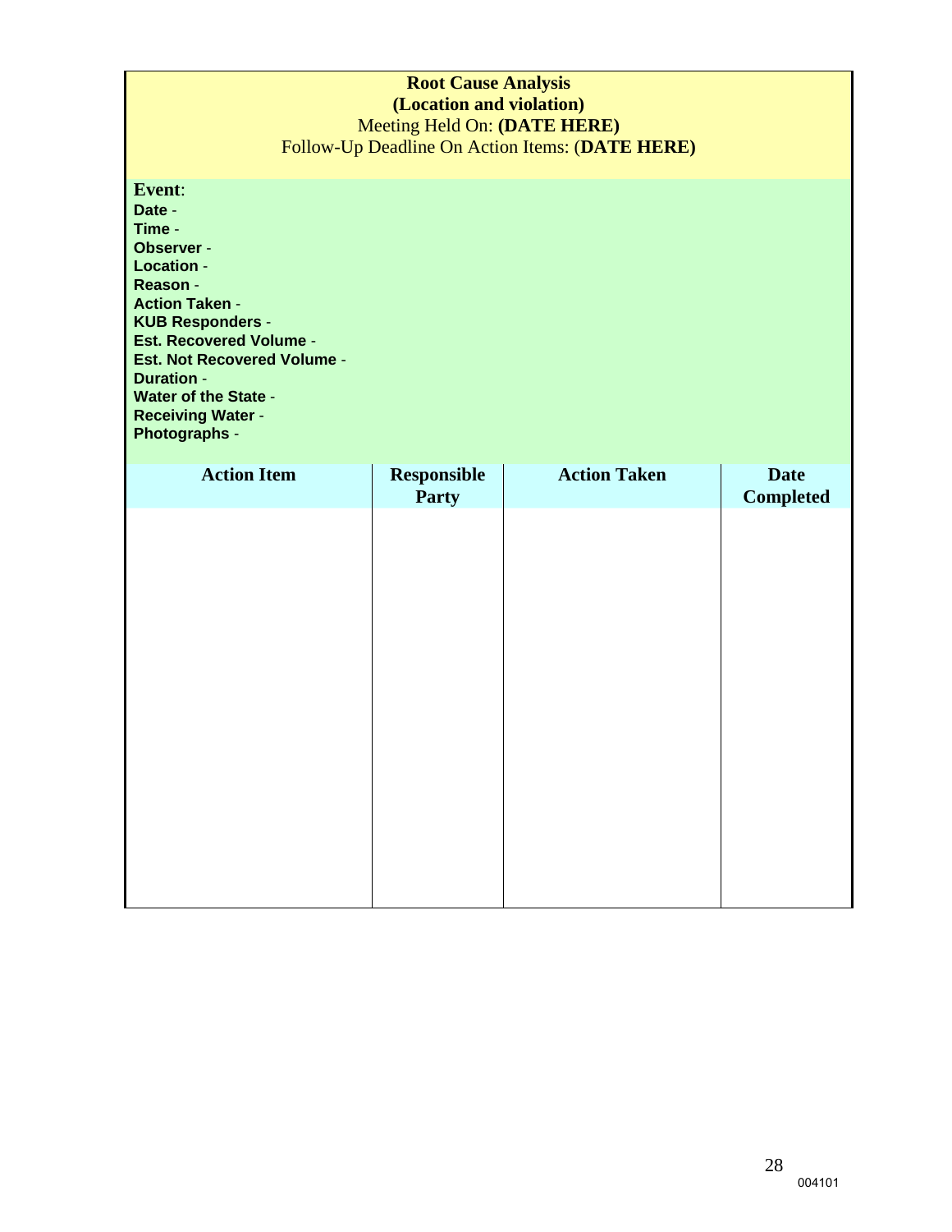**Root Cause Analysis**
**(Location and violation)**
Meeting Held On: **(DATE HERE)**
Follow-Up Deadline On Action Items: (**DATE HERE)**

**Event**:
**Date** -
**Time** -
**Observer** -
**Location** -
**Reason** -
**Action Taken** -
**KUB Responders** -
**Est. Recovered Volume** -
**Est. Not Recovered Volume** -
**Duration** -
**Water of the State** -
**Receiving Water** -
**Photographs** -

| Action Item | Responsible Party | Action Taken | Date Completed |
|---|---|---|---|
| | | | |

004101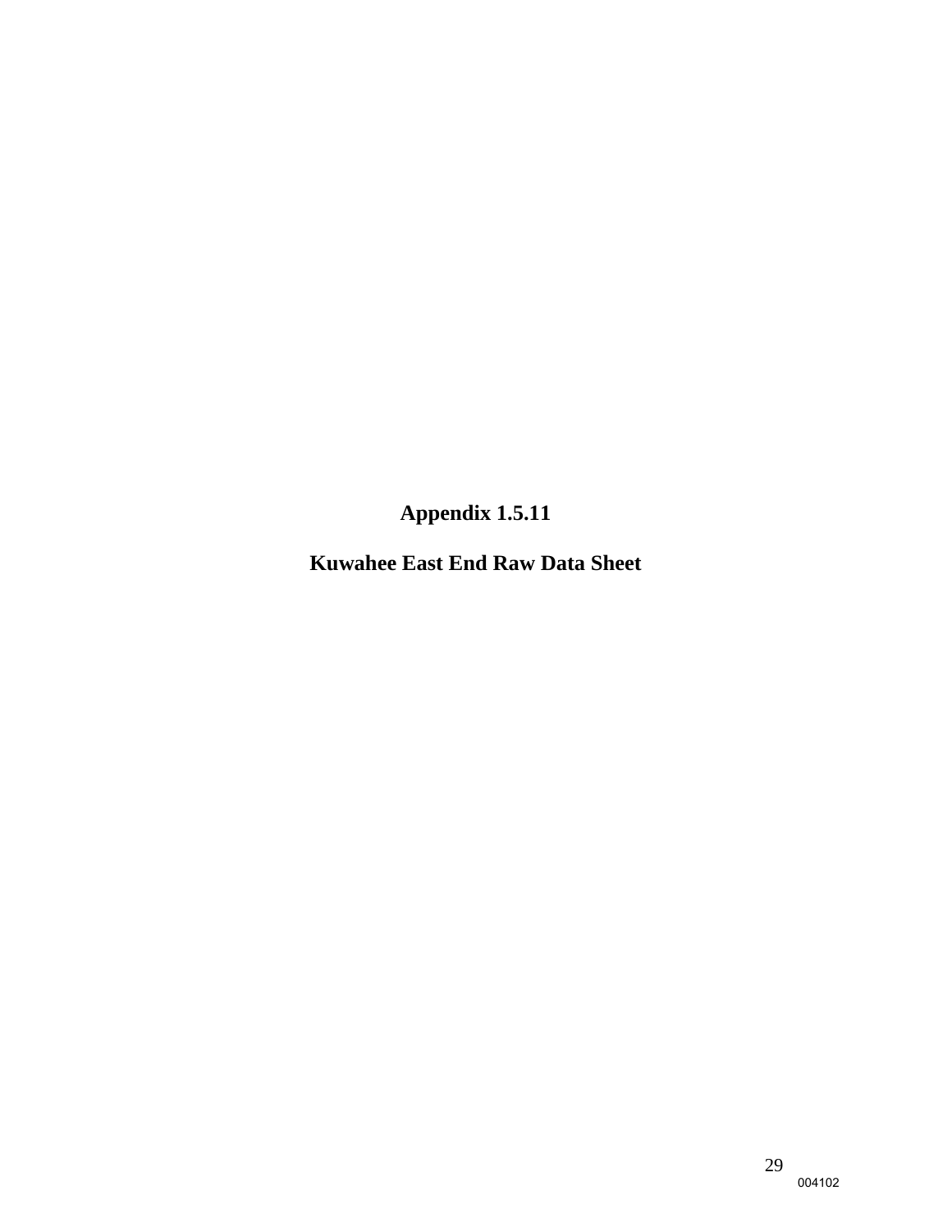# Appendix 1.5.11

## Kuwahee East End Raw Data Sheet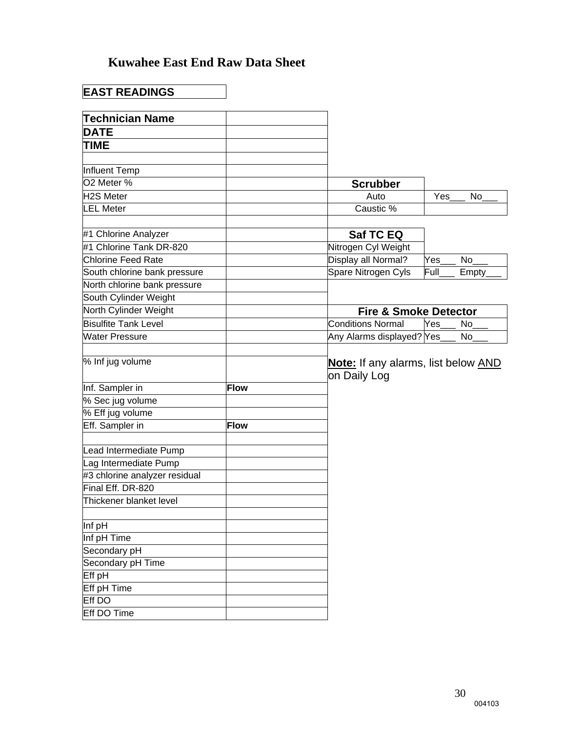# Kuwahee East End Raw Data Sheet

**EAST READINGS**

| **Technician Name** | |
|---|---|
| **DATE** | |
| **TIME** | |
| | |
| Influent Temp | |
| O2 Meter % | |
| H2S Meter | |
| LEL Meter | |
| | |
| #1 Chlorine Analyzer | |
| #1 Chlorine Tank DR-820 | |
| Chlorine Feed Rate | |
| South chlorine bank pressure | |
| North chlorine bank pressure | |
| South Cylinder Weight | |
| North Cylinder Weight | |
| Bisulfite Tank Level | |
| Water Pressure | |
| | |
| % Inf jug volume | |
| Inf. Sampler in | **Flow** |
| % Sec jug volume | |
| % Eff jug volume | |
| Eff. Sampler in | **Flow** |
| | |
| Lead Intermediate Pump | |
| Lag Intermediate Pump | |
| #3 chlorine analyzer residual | |
| Final Eff. DR-820 | |
| Thickener blanket level | |
| | |
| Inf pH | |
| Inf pH Time | |
| Secondary pH | |
| Secondary pH Time | |
| Eff pH | |
| Eff pH Time | |
| Eff DO | |
| Eff DO Time | |

| **Scrubber** | |
|---|---|
| Auto | Yes___ No___ |
| Caustic % | |

| **Saf TC EQ** | |
|---|---|
| Nitrogen Cyl Weight | |
| Display all Normal? | Yes___ No___ |
| Spare Nitrogen Cyls | Full___ Empty___ |

| **Fire & Smoke Detector** | |
|---|---|
| Conditions Normal | Yes___ No___ |
| Any Alarms displayed? | Yes___ No___ |

**Note:** If any alarms, list below AND on Daily Log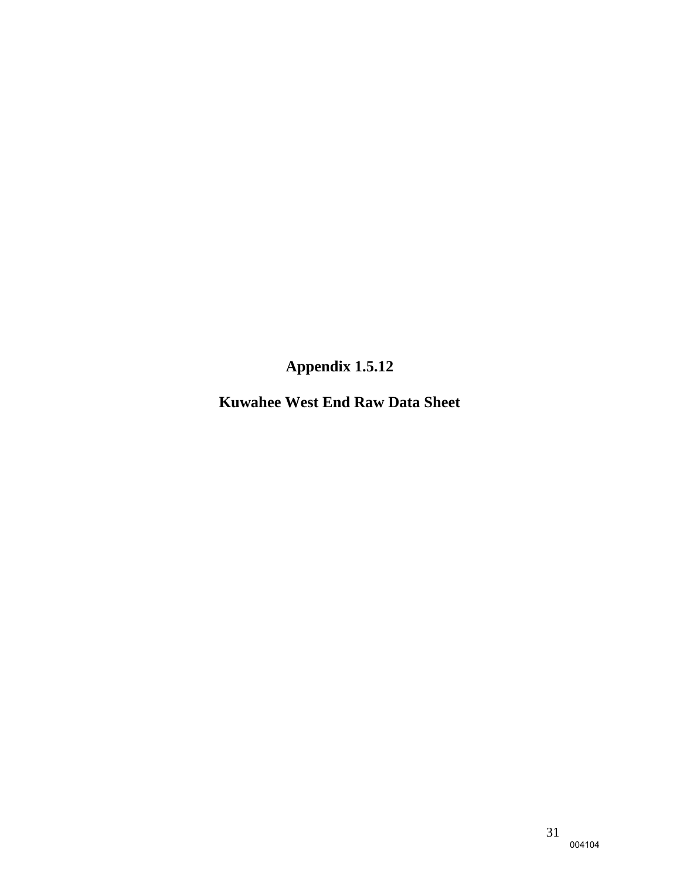# Appendix 1.5.12

## Kuwahee West End Raw Data Sheet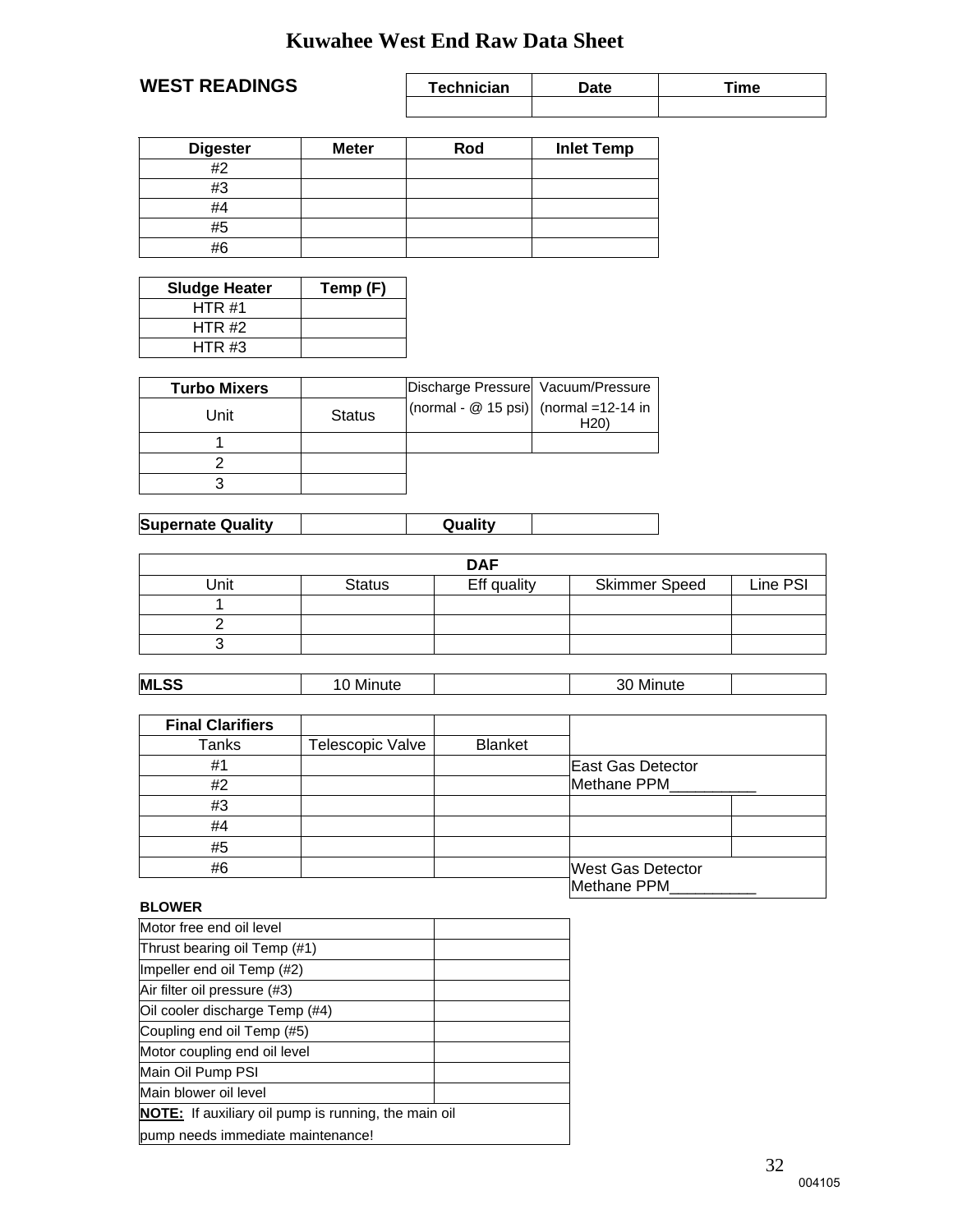# Kuwahee West End Raw Data Sheet

## WEST READINGS

| Technician | Date | Time |
|---|---|---|
| | | |

| Digester | Meter | Rod | Inlet Temp |
|---|---|---|---|
| #2 | | | |
| #3 | | | |
| #4 | | | |
| #5 | | | |
| #6 | | | |

| Sludge Heater | Temp (F) |
|---|---|
| HTR #1 | |
| HTR #2 | |
| HTR #3 | |

| Turbo Mixers | | Discharge Pressure | Vacuum/Pressure |
|---|---|---|---|
| Unit | Status | (normal - @ 15 psi) | (normal =12-14 in H20) |
| 1 | | | |
| 2 | | | |
| 3 | | | |

| Supernate Quality | | Quality | |
|---|---|---|---|

| DAF | | | | |
|---|---|---|---|---|
| Unit | Status | Eff quality | Skimmer Speed | Line PSI |
| 1 | | | | |
| 2 | | | | |
| 3 | | | | |

| MLSS | 10 Minute | | 30 Minute | |
|---|---|---|---|---|

| Final Clarifiers | | |
|---|---|---|
| Tanks | Telescopic Valve | Blanket |
| #1 | | |
| #2 | | |
| #3 | | |
| #4 | | |
| #5 | | |
| #6 | | |

East Gas Detector
Methane PPM__________

West Gas Detector
Methane PPM__________

**BLOWER**

| | |
|---|---|
| Motor free end oil level | |
| Thrust bearing oil Temp (#1) | |
| Impeller end oil Temp (#2) | |
| Air filter oil pressure (#3) | |
| Oil cooler discharge Temp (#4) | |
| Coupling end oil Temp (#5) | |
| Motor coupling end oil level | |
| Main Oil Pump PSI | |
| Main blower oil level | |

**NOTE:** If auxiliary oil pump is running, the main oil pump needs immediate maintenance!

004105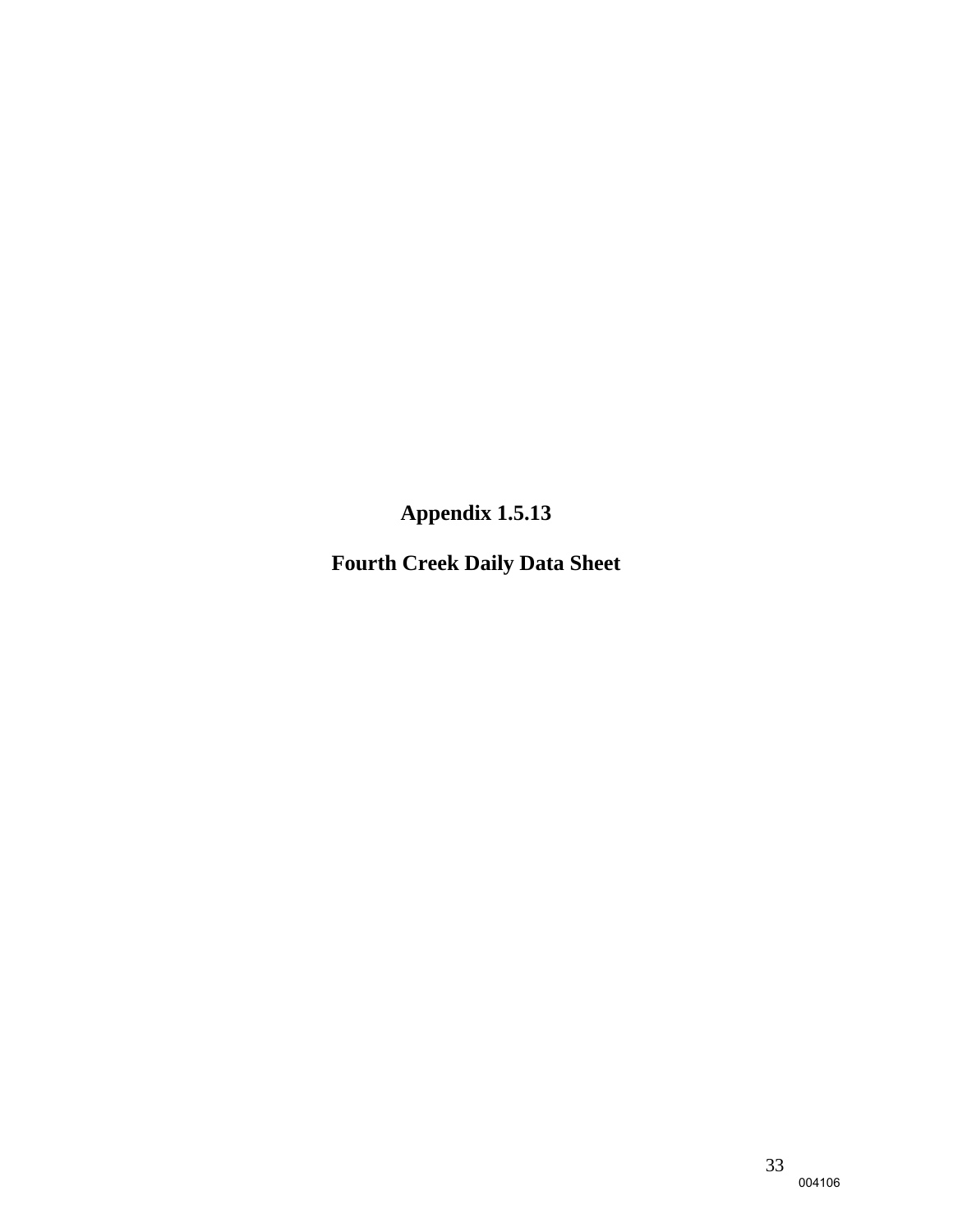# Appendix 1.5.13

## Fourth Creek Daily Data Sheet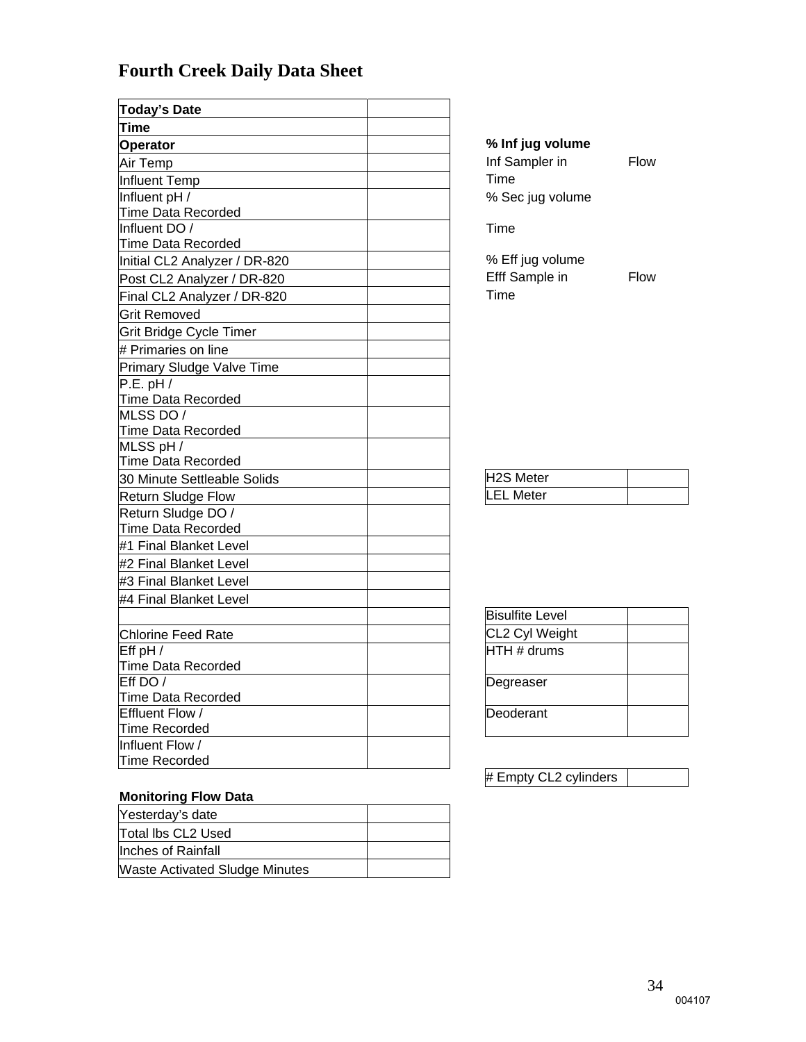# Fourth Creek Daily Data Sheet

| | |
|---|---|
| **Today's Date** | |
| **Time** | |
| **Operator** | |
| Air Temp | |
| Influent Temp | |
| Influent pH / Time Data Recorded | |
| Influent DO / Time Data Recorded | |
| Initial CL2 Analyzer / DR-820 | |
| Post CL2 Analyzer / DR-820 | |
| Final CL2 Analyzer / DR-820 | |
| Grit Removed | |
| Grit Bridge Cycle Timer | |
| # Primaries on line | |
| Primary Sludge Valve Time | |
| P.E. pH / Time Data Recorded | |
| MLSS DO / Time Data Recorded | |
| MLSS pH / Time Data Recorded | |
| 30 Minute Settleable Solids | |
| Return Sludge Flow | |
| Return Sludge DO / Time Data Recorded | |
| #1 Final Blanket Level | |
| #2 Final Blanket Level | |
| #3 Final Blanket Level | |
| #4 Final Blanket Level | |
| | |
| Chlorine Feed Rate | |
| Eff pH / Time Data Recorded | |
| Eff DO / Time Data Recorded | |
| Effluent Flow / Time Recorded | |
| Influent Flow / Time Recorded | |

**% Inf jug volume**

Inf Sampler in Flow

Time

% Sec jug volume

Time

% Eff jug volume

Efff Sample in Flow

Time

| | |
|---|---|
| H2S Meter | |
| LEL Meter | |

| | |
|---|---|
| Bisulfite Level | |
| CL2 Cyl Weight | |
| HTH # drums | |
| Degreaser | |
| Deoderant | |

| | |
|---|---|
| # Empty CL2 cylinders | |

**Monitoring Flow Data**

| | |
|---|---|
| Yesterday's date | |
| Total lbs CL2 Used | |
| Inches of Rainfall | |
| Waste Activated Sludge Minutes | |

004107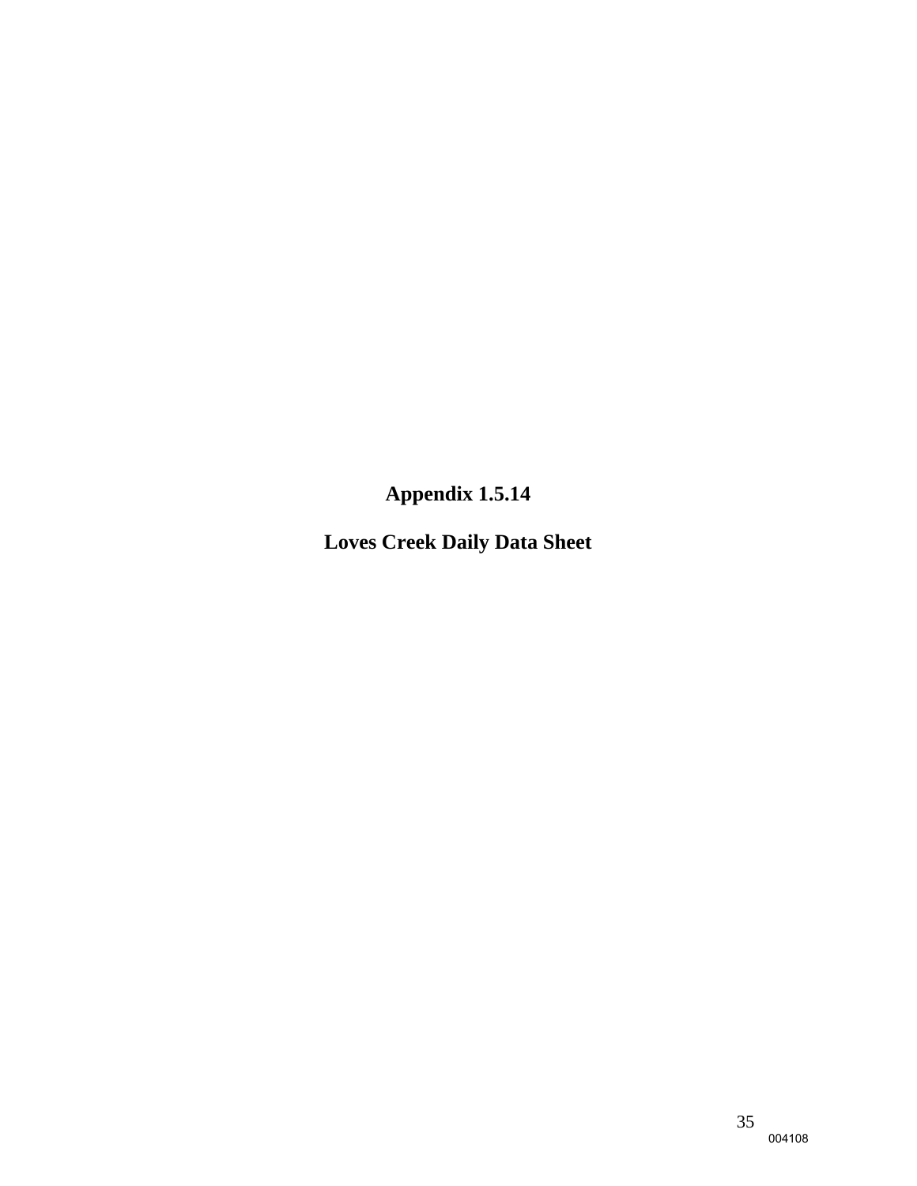# Appendix 1.5.14

# Loves Creek Daily Data Sheet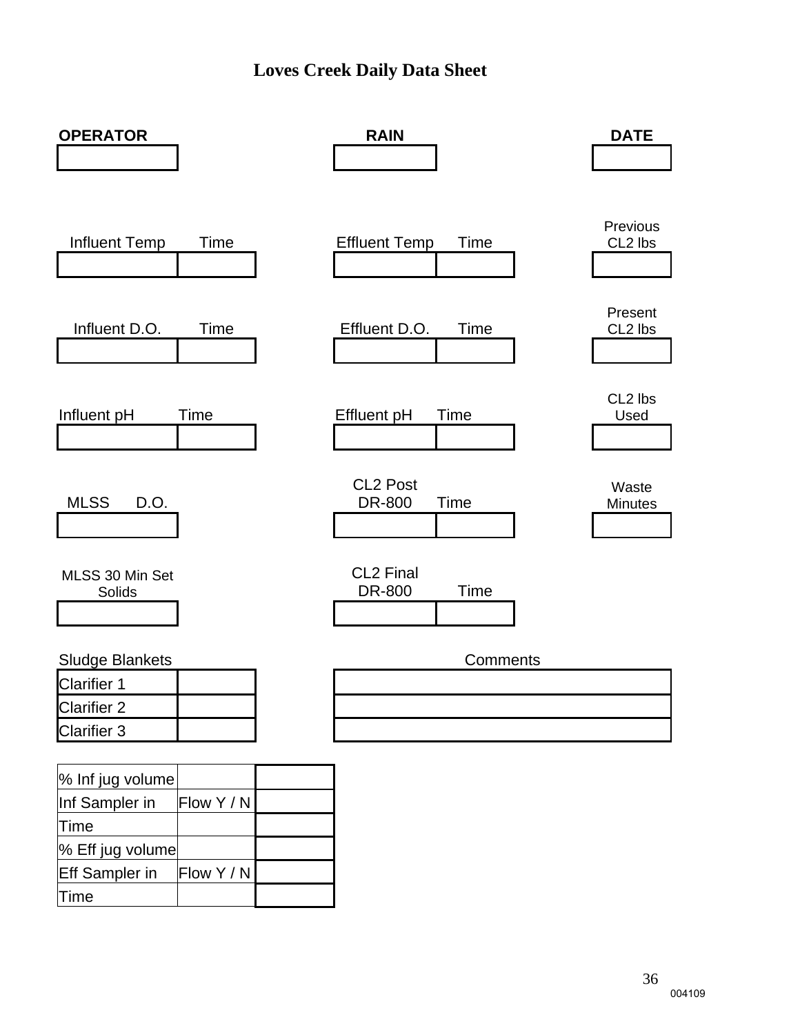# Loves Creek Daily Data Sheet

| OPERATOR | RAIN | DATE |
|---|---|---|
| | | |

| Influent Temp | Time | Effluent Temp | Time | Previous CL2 lbs |
|---|---|---|---|---|
| | | | | |

| Influent D.O. | Time | Effluent D.O. | Time | Present CL2 lbs |
|---|---|---|---|---|
| | | | | |

| Influent pH | Time | Effluent pH | Time | CL2 lbs Used |
|---|---|---|---|---|
| | | | | |

| MLSS D.O. | CL2 Post DR-800 | Time | Waste Minutes |
|---|---|---|---|
| | | | |

| MLSS 30 Min Set Solids | CL2 Final DR-800 | Time |
|---|---|---|
| | | |

| Sludge Blankets | |
|---|---|
| Clarifier 1 | |
| Clarifier 2 | |
| Clarifier 3 | |

| Comments |
|---|
| |
| |
| |

| | | |
|---|---|---|
| % Inf jug volume | | |
| Inf Sampler in | Flow Y / N | |
| Time | | |
| % Eff jug volume | | |
| Eff Sampler in | Flow Y / N | |
| Time | | |

004109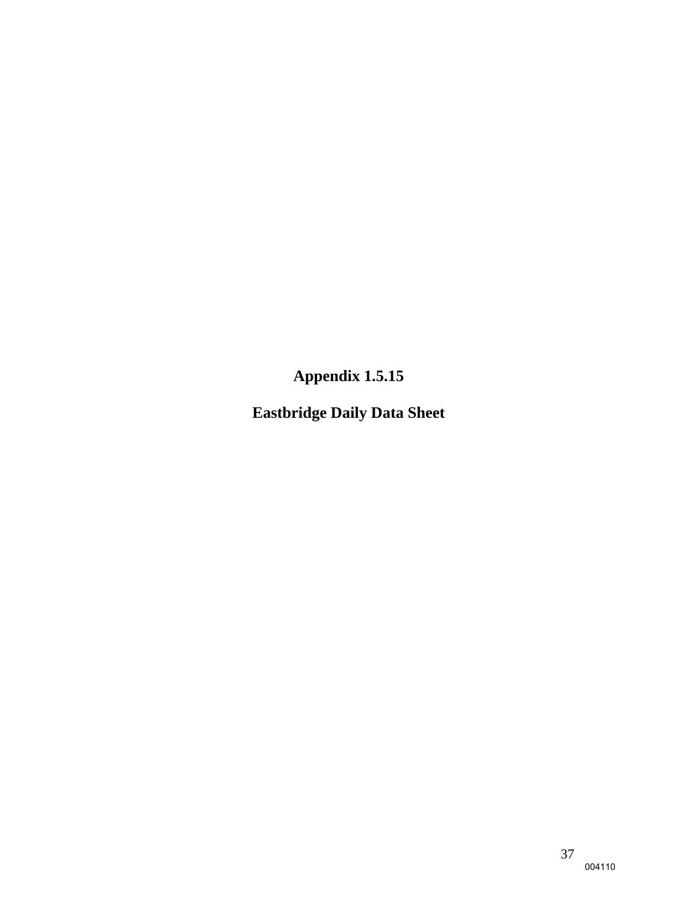# Appendix 1.5.15

## Eastbridge Daily Data Sheet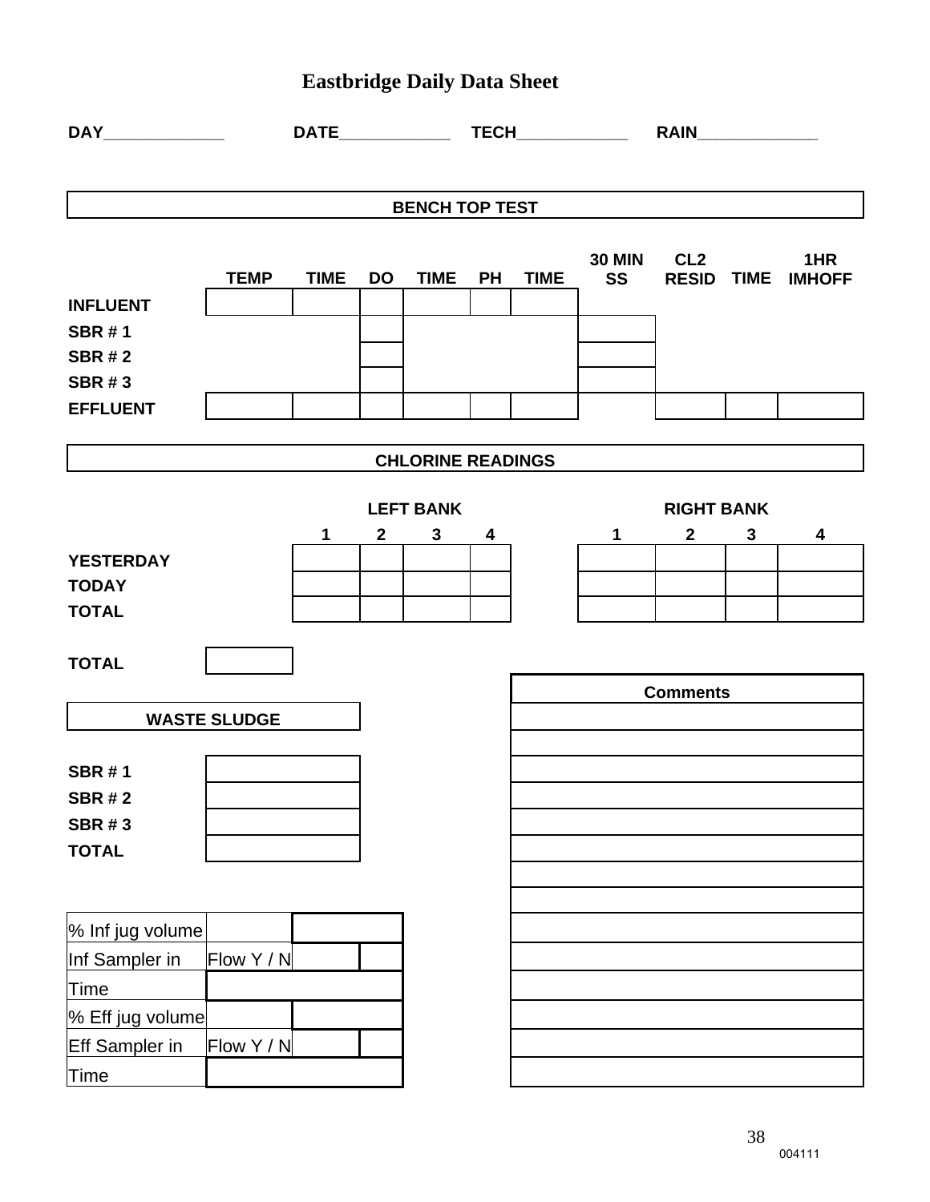# Eastbridge Daily Data Sheet

**DAY**_____________ **DATE**____________ **TECH**____________ **RAIN**_____________

## BENCH TOP TEST

| | TEMP | TIME | DO | TIME | PH | TIME | 30 MIN SS | CL2 RESID | TIME | 1HR IMHOFF |
|---|---|---|---|---|---|---|---|---|---|---|
| **INFLUENT** | | | | | | | | | | |
| **SBR # 1** | | | | | | | | | | |
| **SBR # 2** | | | | | | | | | | |
| **SBR # 3** | | | | | | | | | | |
| **EFFLUENT** | | | | | | | | | | |

## CHLORINE READINGS

| | LEFT BANK | | | | RIGHT BANK | | | |
|---|---|---|---|---|---|---|---|---|
| | 1 | 2 | 3 | 4 | 1 | 2 | 3 | 4 |
| **YESTERDAY** | | | | | | | | |
| **TODAY** | | | | | | | | |
| **TOTAL** | | | | | | | | |

**TOTAL** ________

## WASTE SLUDGE

| | |
|---|---|
| **SBR # 1** | |
| **SBR # 2** | |
| **SBR # 3** | |
| **TOTAL** | |

| | | | |
|---|---|---|---|
| % Inf jug volume | | | |
| Inf Sampler in | Flow Y / N | | |
| Time | | | |
| % Eff jug volume | | | |
| Eff Sampler in | Flow Y / N | | |
| Time | | | |

| **Comments** |
|---|
| |
| |
| |
| |
| |
| |
| |
| |
| |
| |
| |
| |
| |
| |

004111